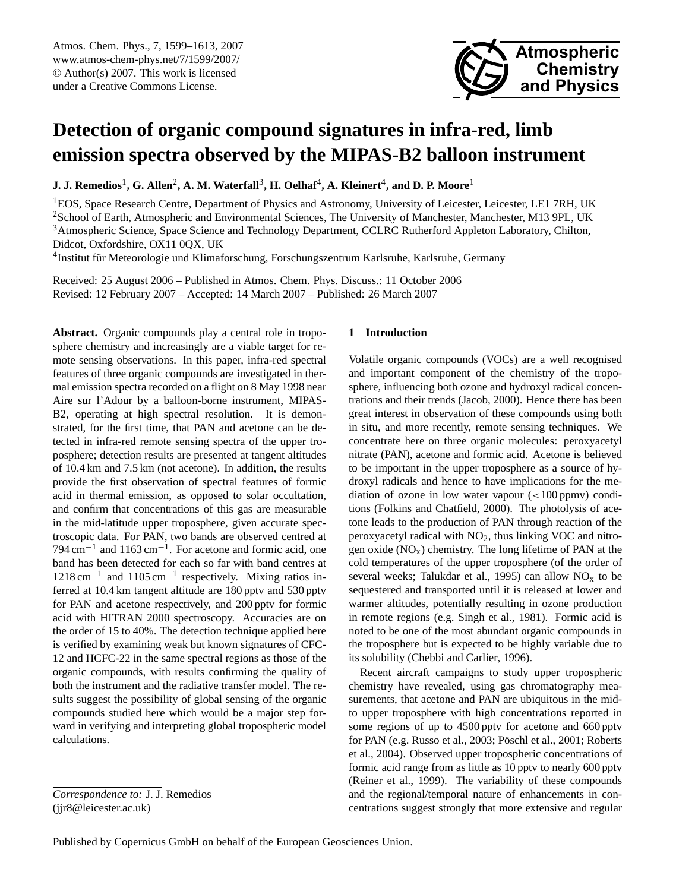# Detection of organic compound signatures in infra-red, limb emission spectra observed by the MIPAS-B2 balloon instrument

**J. J. Remedios[1], G. Allen[2], A. M. Waterfall[3], H. Oelhaf[4], A. Kleinert[4], and D. P. Moore[1]**

[1]EOS, Space Research Centre, Department of Physics and Astronomy, University of Leicester, Leicester, LE1 7RH, UK
[2]School of Earth, Atmospheric and Environmental Sciences, The University of Manchester, Manchester, M13 9PL, UK
[3]Atmospheric Science, Space Science and Technology Department, CCLRC Rutherford Appleton Laboratory, Chilton, Didcot, Oxfordshire, OX11 0QX, UK
[4]Institut für Meteorologie und Klimaforschung, Forschungszentrum Karlsruhe, Karlsruhe, Germany

Received: 25 August 2006 – Published in Atmos. Chem. Phys. Discuss.: 11 October 2006
Revised: 12 February 2007 – Accepted: 14 March 2007 – Published: 26 March 2007

**Abstract.** Organic compounds play a central role in troposphere chemistry and increasingly are a viable target for remote sensing observations. In this paper, infra-red spectral features of three organic compounds are investigated in thermal emission spectra recorded on a flight on 8 May 1998 near Aire sur l'Adour by a balloon-borne instrument, MIPAS-B2, operating at high spectral resolution. It is demonstrated, for the first time, that PAN and acetone can be detected in infra-red remote sensing spectra of the upper troposphere; detection results are presented at tangent altitudes of 10.4 km and 7.5 km (not acetone). In addition, the results provide the first observation of spectral features of formic acid in thermal emission, as opposed to solar occultation, and confirm that concentrations of this gas are measurable in the mid-latitude upper troposphere, given accurate spectroscopic data. For PAN, two bands are observed centred at 794 $cm^{-1}$ and 1163 $cm^{-1}$. For acetone and formic acid, one band has been detected for each so far with band centres at 1218 $cm^{-1}$ and 1105 $cm^{-1}$ respectively. Mixing ratios inferred at 10.4 km tangent altitude are 180 pptv and 530 pptv for PAN and acetone respectively, and 200 pptv for formic acid with HITRAN 2000 spectroscopy. Accuracies are on the order of 15 to 40%. The detection technique applied here is verified by examining weak but known signatures of CFC-12 and HCFC-22 in the same spectral regions as those of the organic compounds, with results confirming the quality of both the instrument and the radiative transfer model. The results suggest the possibility of global sensing of the organic compounds studied here which would be a major step forward in verifying and interpreting global tropospheric model calculations.

*Correspondence to:* J. J. Remedios (jjr8@leicester.ac.uk)

## 1 Introduction

Volatile organic compounds (VOCs) are a well recognised and important component of the chemistry of the troposphere, influencing both ozone and hydroxyl radical concentrations and their trends (Jacob, 2000). Hence there has been great interest in observation of these compounds using both in situ, and more recently, remote sensing techniques. We concentrate here on three organic molecules: peroxyacetyl nitrate (PAN), acetone and formic acid. Acetone is believed to be important in the upper troposphere as a source of hydroxyl radicals and hence to have implications for the mediation of ozone in low water vapour (<100 ppmv) conditions (Folkins and Chatfield, 2000). The photolysis of acetone leads to the production of PAN through reaction of the peroxyacetyl radical with $NO_2$, thus linking VOC and nitrogen oxide ($NO_x$) chemistry. The long lifetime of PAN at the cold temperatures of the upper troposphere (of the order of several weeks; Talukdar et al., 1995) can allow $NO_x$ to be sequestered and transported until it is released at lower and warmer altitudes, potentially resulting in ozone production in remote regions (e.g. Singh et al., 1981). Formic acid is noted to be one of the most abundant organic compounds in the troposphere but is expected to be highly variable due to its solubility (Chebbi and Carlier, 1996).

Recent aircraft campaigns to study upper tropospheric chemistry have revealed, using gas chromatography measurements, that acetone and PAN are ubiquitous in the mid- to upper troposphere with high concentrations reported in some regions of up to 4500 pptv for acetone and 660 pptv for PAN (e.g. Russo et al., 2003; Pöschl et al., 2001; Roberts et al., 2004). Observed upper tropospheric concentrations of formic acid range from as little as 10 pptv to nearly 600 pptv (Reiner et al., 1999). The variability of these compounds and the regional/temporal nature of enhancements in concentrations suggest strongly that more extensive and regular

Published by Copernicus GmbH on behalf of the European Geosciences Union.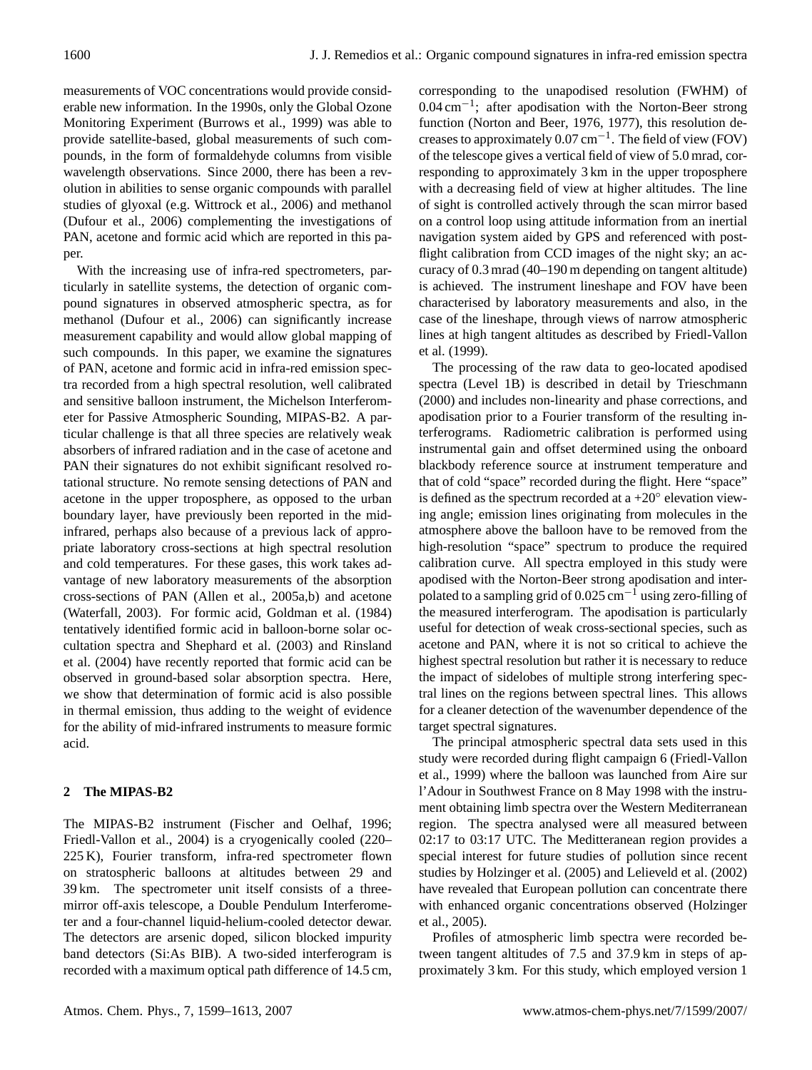measurements of VOC concentrations would provide considerable new information. In the 1990s, only the Global Ozone Monitoring Experiment (Burrows et al., 1999) was able to provide satellite-based, global measurements of such compounds, in the form of formaldehyde columns from visible wavelength observations. Since 2000, there has been a revolution in abilities to sense organic compounds with parallel studies of glyoxal (e.g. Wittrock et al., 2006) and methanol (Dufour et al., 2006) complementing the investigations of PAN, acetone and formic acid which are reported in this paper.

With the increasing use of infra-red spectrometers, particularly in satellite systems, the detection of organic compound signatures in observed atmospheric spectra, as for methanol (Dufour et al., 2006) can significantly increase measurement capability and would allow global mapping of such compounds. In this paper, we examine the signatures of PAN, acetone and formic acid in infra-red emission spectra recorded from a high spectral resolution, well calibrated and sensitive balloon instrument, the Michelson Interferometer for Passive Atmospheric Sounding, MIPAS-B2. A particular challenge is that all three species are relatively weak absorbers of infrared radiation and in the case of acetone and PAN their signatures do not exhibit significant resolved rotational structure. No remote sensing detections of PAN and acetone in the upper troposphere, as opposed to the urban boundary layer, have previously been reported in the mid-infrared, perhaps also because of a previous lack of appropriate laboratory cross-sections at high spectral resolution and cold temperatures. For these gases, this work takes advantage of new laboratory measurements of the absorption cross-sections of PAN (Allen et al., 2005a,b) and acetone (Waterfall, 2003). For formic acid, Goldman et al. (1984) tentatively identified formic acid in balloon-borne solar occultation spectra and Shephard et al. (2003) and Rinsland et al. (2004) have recently reported that formic acid can be observed in ground-based solar absorption spectra. Here, we show that determination of formic acid is also possible in thermal emission, thus adding to the weight of evidence for the ability of mid-infrared instruments to measure formic acid.

## 2 The MIPAS-B2

The MIPAS-B2 instrument (Fischer and Oelhaf, 1996; Friedl-Vallon et al., 2004) is a cryogenically cooled (220–225 K), Fourier transform, infra-red spectrometer flown on stratospheric balloons at altitudes between 29 and 39 km. The spectrometer unit itself consists of a three-mirror off-axis telescope, a Double Pendulum Interferometer and a four-channel liquid-helium-cooled detector dewar. The detectors are arsenic doped, silicon blocked impurity band detectors (Si:As BIB). A two-sided interferogram is recorded with a maximum optical path difference of 14.5 cm, corresponding to the unapodised resolution (FWHM) of 0.04 $cm^{-1}$; after apodisation with the Norton-Beer strong function (Norton and Beer, 1976, 1977), this resolution decreases to approximately 0.07 $cm^{-1}$. The field of view (FOV) of the telescope gives a vertical field of view of 5.0 mrad, corresponding to approximately 3 km in the upper troposphere with a decreasing field of view at higher altitudes. The line of sight is controlled actively through the scan mirror based on a control loop using attitude information from an inertial navigation system aided by GPS and referenced with post-flight calibration from CCD images of the night sky; an accuracy of 0.3 mrad (40–190 m depending on tangent altitude) is achieved. The instrument lineshape and FOV have been characterised by laboratory measurements and also, in the case of the lineshape, through views of narrow atmospheric lines at high tangent altitudes as described by Friedl-Vallon et al. (1999).

The processing of the raw data to geo-located apodised spectra (Level 1B) is described in detail by Trieschmann (2000) and includes non-linearity and phase corrections, and apodisation prior to a Fourier transform of the resulting interferograms. Radiometric calibration is performed using instrumental gain and offset determined using the onboard blackbody reference source at instrument temperature and that of cold "space" recorded during the flight. Here "space" is defined as the spectrum recorded at a +20° elevation viewing angle; emission lines originating from molecules in the atmosphere above the balloon have to be removed from the high-resolution "space" spectrum to produce the required calibration curve. All spectra employed in this study were apodised with the Norton-Beer strong apodisation and interpolated to a sampling grid of 0.025 $cm^{-1}$ using zero-filling of the measured interferogram. The apodisation is particularly useful for detection of weak cross-sectional species, such as acetone and PAN, where it is not so critical to achieve the highest spectral resolution but rather it is necessary to reduce the impact of sidelobes of multiple strong interfering spectral lines on the regions between spectral lines. This allows for a cleaner detection of the wavenumber dependence of the target spectral signatures.

The principal atmospheric spectral data sets used in this study were recorded during flight campaign 6 (Friedl-Vallon et al., 1999) where the balloon was launched from Aire sur l'Adour in Southwest France on 8 May 1998 with the instrument obtaining limb spectra over the Western Mediterranean region. The spectra analysed were all measured between 02:17 to 03:17 UTC. The Meditteranean region provides a special interest for future studies of pollution since recent studies by Holzinger et al. (2005) and Lelieveld et al. (2002) have revealed that European pollution can concentrate there with enhanced organic concentrations observed (Holzinger et al., 2005).

Profiles of atmospheric limb spectra were recorded between tangent altitudes of 7.5 and 37.9 km in steps of approximately 3 km. For this study, which employed version 1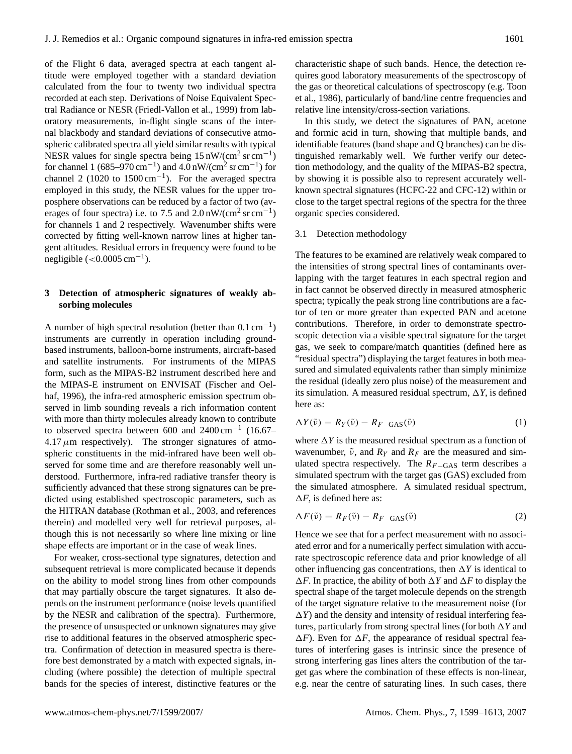of the Flight 6 data, averaged spectra at each tangent altitude were employed together with a standard deviation calculated from the four to twenty two individual spectra recorded at each step. Derivations of Noise Equivalent Spectral Radiance or NESR (Friedl-Vallon et al., 1999) from laboratory measurements, in-flight single scans of the internal blackbody and standard deviations of consecutive atmospheric calibrated spectra all yield similar results with typical NESR values for single spectra being 15 nW/(cm$^2$ sr cm$^{-1}$) for channel 1 (685–970 cm$^{-1}$) and 4.0 nW/(cm$^2$ sr cm$^{-1}$) for channel 2 (1020 to 1500 cm$^{-1}$). For the averaged spectra employed in this study, the NESR values for the upper troposphere observations can be reduced by a factor of two (averages of four spectra) i.e. to 7.5 and 2.0 nW/(cm$^2$ sr cm$^{-1}$) for channels 1 and 2 respectively. Wavenumber shifts were corrected by fitting well-known narrow lines at higher tangent altitudes. Residual errors in frequency were found to be negligible (<0.0005 cm$^{-1}$).

## 3 Detection of atmospheric signatures of weakly absorbing molecules

A number of high spectral resolution (better than 0.1 cm$^{-1}$) instruments are currently in operation including ground-based instruments, balloon-borne instruments, aircraft-based and satellite instruments. For instruments of the MIPAS form, such as the MIPAS-B2 instrument described here and the MIPAS-E instrument on ENVISAT (Fischer and Oelhaf, 1996), the infra-red atmospheric emission spectrum observed in limb sounding reveals a rich information content with more than thirty molecules already known to contribute to observed spectra between 600 and 2400 cm$^{-1}$ (16.67–4.17 $\mu$m respectively). The stronger signatures of atmospheric constituents in the mid-infrared have been well observed for some time and are therefore reasonably well understood. Furthermore, infra-red radiative transfer theory is sufficiently advanced that these strong signatures can be predicted using established spectroscopic parameters, such as the HITRAN database (Rothman et al., 2003, and references therein) and modelled very well for retrieval purposes, although this is not necessarily so where line mixing or line shape effects are important or in the case of weak lines.

For weaker, cross-sectional type signatures, detection and subsequent retrieval is more complicated because it depends on the ability to model strong lines from other compounds that may partially obscure the target signatures. It also depends on the instrument performance (noise levels quantified by the NESR and calibration of the spectra). Furthermore, the presence of unsuspected or unknown signatures may give rise to additional features in the observed atmospheric spectra. Confirmation of detection in measured spectra is therefore best demonstrated by a match with expected signals, including (where possible) the detection of multiple spectral bands for the species of interest, distinctive features or the characteristic shape of such bands. Hence, the detection requires good laboratory measurements of the spectroscopy of the gas or theoretical calculations of spectroscopy (e.g. Toon et al., 1986), particularly of band/line centre frequencies and relative line intensity/cross-section variations.

In this study, we detect the signatures of PAN, acetone and formic acid in turn, showing that multiple bands, and identifiable features (band shape and Q branches) can be distinguished remarkably well. We further verify our detection methodology, and the quality of the MIPAS-B2 spectra, by showing it is possible also to represent accurately well-known spectral signatures (HCFC-22 and CFC-12) within or close to the target spectral regions of the spectra for the three organic species considered.

### 3.1 Detection methodology

The features to be examined are relatively weak compared to the intensities of strong spectral lines of contaminants overlapping with the target features in each spectral region and in fact cannot be observed directly in measured atmospheric spectra; typically the peak strong line contributions are a factor of ten or more greater than expected PAN and acetone contributions. Therefore, in order to demonstrate spectroscopic detection via a visible spectral signature for the target gas, we seek to compare/match quantities (defined here as "residual spectra") displaying the target features in both measured and simulated equivalents rather than simply minimize the residual (ideally zero plus noise) of the measurement and its simulation. A measured residual spectrum, $\Delta Y$, is defined here as:

$$\Delta Y(\tilde{\nu}) = R_Y(\tilde{\nu}) - R_{F-\text{GAS}}(\tilde{\nu}) \tag{1}$$

where $\Delta Y$ is the measured residual spectrum as a function of wavenumber, $\tilde{\nu}$, and $R_Y$ and $R_F$ are the measured and simulated spectra respectively. The $R_{F-\text{GAS}}$ term describes a simulated spectrum with the target gas (GAS) excluded from the simulated atmosphere. A simulated residual spectrum, $\Delta F$, is defined here as:

$$\Delta F(\tilde{\nu}) = R_F(\tilde{\nu}) - R_{F-\text{GAS}}(\tilde{\nu}) \tag{2}$$

Hence we see that for a perfect measurement with no associated error and for a numerically perfect simulation with accurate spectroscopic reference data and prior knowledge of all other influencing gas concentrations, then $\Delta Y$ is identical to $\Delta F$. In practice, the ability of both $\Delta Y$ and $\Delta F$ to display the spectral shape of the target molecule depends on the strength of the target signature relative to the measurement noise (for $\Delta Y$) and the density and intensity of residual interfering features, particularly from strong spectral lines (for both $\Delta Y$ and $\Delta F$). Even for $\Delta F$, the appearance of residual spectral features of interfering gases is intrinsic since the presence of strong interfering gas lines alters the contribution of the target gas where the combination of these effects is non-linear, e.g. near the centre of saturating lines. In such cases, there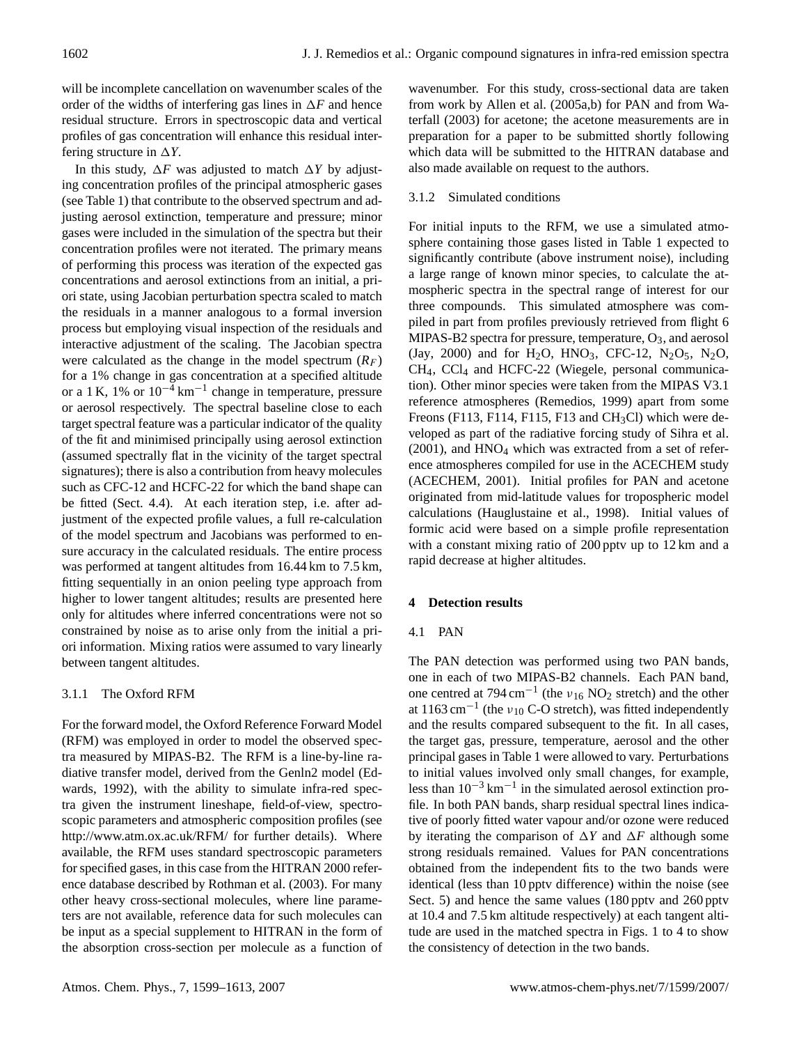will be incomplete cancellation on wavenumber scales of the order of the widths of interfering gas lines in $\Delta F$ and hence residual structure. Errors in spectroscopic data and vertical profiles of gas concentration will enhance this residual interfering structure in $\Delta Y$.

In this study, $\Delta F$ was adjusted to match $\Delta Y$ by adjusting concentration profiles of the principal atmospheric gases (see Table 1) that contribute to the observed spectrum and adjusting aerosol extinction, temperature and pressure; minor gases were included in the simulation of the spectra but their concentration profiles were not iterated. The primary means of performing this process was iteration of the expected gas concentrations and aerosol extinctions from an initial, a priori state, using Jacobian perturbation spectra scaled to match the residuals in a manner analogous to a formal inversion process but employing visual inspection of the residuals and interactive adjustment of the scaling. The Jacobian spectra were calculated as the change in the model spectrum ($R_F$) for a 1% change in gas concentration at a specified altitude or a 1 K, 1% or $10^{-4}$ km$^{-1}$ change in temperature, pressure or aerosol respectively. The spectral baseline close to each target spectral feature was a particular indicator of the quality of the fit and minimised principally using aerosol extinction (assumed spectrally flat in the vicinity of the target spectral signatures); there is also a contribution from heavy molecules such as CFC-12 and HCFC-22 for which the band shape can be fitted (Sect. 4.4). At each iteration step, i.e. after adjustment of the expected profile values, a full re-calculation of the model spectrum and Jacobians was performed to ensure accuracy in the calculated residuals. The entire process was performed at tangent altitudes from 16.44 km to 7.5 km, fitting sequentially in an onion peeling type approach from higher to lower tangent altitudes; results are presented here only for altitudes where inferred concentrations were not so constrained by noise as to arise only from the initial a priori information. Mixing ratios were assumed to vary linearly between tangent altitudes.

#### 3.1.1 The Oxford RFM

For the forward model, the Oxford Reference Forward Model (RFM) was employed in order to model the observed spectra measured by MIPAS-B2. The RFM is a line-by-line radiative transfer model, derived from the Genln2 model (Edwards, 1992), with the ability to simulate infra-red spectra given the instrument lineshape, field-of-view, spectroscopic parameters and atmospheric composition profiles (see http://www.atm.ox.ac.uk/RFM/ for further details). Where available, the RFM uses standard spectroscopic parameters for specified gases, in this case from the HITRAN 2000 reference database described by Rothman et al. (2003). For many other heavy cross-sectional molecules, where line parameters are not available, reference data for such molecules can be input as a special supplement to HITRAN in the form of the absorption cross-section per molecule as a function of wavenumber. For this study, cross-sectional data are taken from work by Allen et al. (2005a,b) for PAN and from Waterfall (2003) for acetone; the acetone measurements are in preparation for a paper to be submitted shortly following which data will be submitted to the HITRAN database and also made available on request to the authors.

#### 3.1.2 Simulated conditions

For initial inputs to the RFM, we use a simulated atmosphere containing those gases listed in Table 1 expected to significantly contribute (above instrument noise), including a large range of known minor species, to calculate the atmospheric spectra in the spectral range of interest for our three compounds. This simulated atmosphere was compiled in part from profiles previously retrieved from flight 6 MIPAS-B2 spectra for pressure, temperature, $O_3$, and aerosol (Jay, 2000) and for $H_2O$, $HNO_3$, CFC-12, $N_2O_5$, $N_2O$, $CH_4$, $CCl_4$ and HCFC-22 (Wiegele, personal communication). Other minor species were taken from the MIPAS V3.1 reference atmospheres (Remedios, 1999) apart from some Freons (F113, F114, F115, F13 and $CH_3Cl$) which were developed as part of the radiative forcing study of Sihra et al. (2001), and $HNO_4$ which was extracted from a set of reference atmospheres compiled for use in the ACECHEM study (ACECHEM, 2001). Initial profiles for PAN and acetone originated from mid-latitude values for tropospheric model calculations (Hauglustaine et al., 1998). Initial values of formic acid were based on a simple profile representation with a constant mixing ratio of 200 pptv up to 12 km and a rapid decrease at higher altitudes.

## 4 Detection results

### 4.1 PAN

The PAN detection was performed using two PAN bands, one in each of two MIPAS-B2 channels. Each PAN band, one centred at 794 cm$^{-1}$ (the $\nu_{16}$ $NO_2$ stretch) and the other at 1163 cm$^{-1}$ (the $\nu_{10}$ C-O stretch), was fitted independently and the results compared subsequent to the fit. In all cases, the target gas, pressure, temperature, aerosol and the other principal gases in Table 1 were allowed to vary. Perturbations to initial values involved only small changes, for example, less than $10^{-3}$ km$^{-1}$ in the simulated aerosol extinction profile. In both PAN bands, sharp residual spectral lines indicative of poorly fitted water vapour and/or ozone were reduced by iterating the comparison of $\Delta Y$ and $\Delta F$ although some strong residuals remained. Values for PAN concentrations obtained from the independent fits to the two bands were identical (less than 10 pptv difference) within the noise (see Sect. 5) and hence the same values (180 pptv and 260 pptv at 10.4 and 7.5 km altitude respectively) at each tangent altitude are used in the matched spectra in Figs. 1 to 4 to show the consistency of detection in the two bands.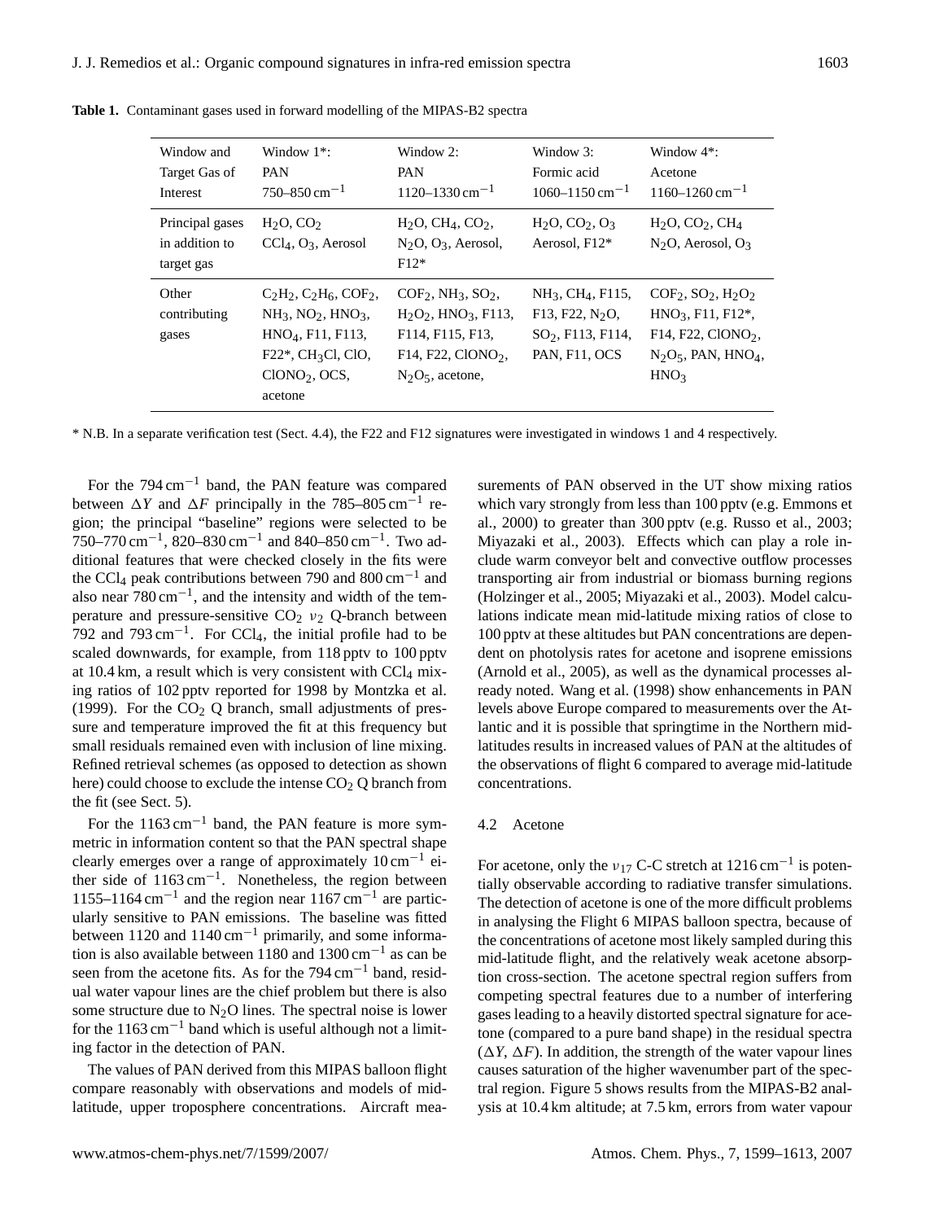**Table 1.** Contaminant gases used in forward modelling of the MIPAS-B2 spectra

| Window and Target Gas of Interest | Window 1*: PAN 750–850 $cm^{-1}$ | Window 2: PAN 1120–1330 $cm^{-1}$ | Window 3: Formic acid 1060–1150 $cm^{-1}$ | Window 4*: Acetone 1160–1260 $cm^{-1}$ |
|---|---|---|---|---|
| Principal gases in addition to target gas | $H_2O$, $CO_2$ $CCl_4$, $O_3$, Aerosol | $H_2O$, $CH_4$, $CO_2$, $N_2O$, $O_3$, Aerosol, F12* | $H_2O$, $CO_2$, $O_3$ Aerosol, F12* | $H_2O$, $CO_2$, $CH_4$ $N_2O$, Aerosol, $O_3$ |
| Other contributing gases | $C_2H_2$, $C_2H_6$, $COF_2$, $NH_3$, $NO_2$, $HNO_3$, $HNO_4$, F11, F113, F22*, $CH_3Cl$, ClO, $ClONO_2$, OCS, acetone | $COF_2$, $NH_3$, $SO_2$, $H_2O_2$, $HNO_3$, F113, F114, F115, F13, F14, F22, $ClONO_2$, $N_2O_5$, acetone, | $NH_3$, $CH_4$, F115, F13, F22, $N_2O$, $SO_2$, F113, F114, PAN, F11, OCS | $COF_2$, $SO_2$, $H_2O_2$ $HNO_3$, F11, F12*, F14, F22, $ClONO_2$, $N_2O_5$, PAN, $HNO_4$, $HNO_3$ |

\* N.B. In a separate verification test (Sect. 4.4), the F22 and F12 signatures were investigated in windows 1 and 4 respectively.

For the 794 $cm^{-1}$ band, the PAN feature was compared between $\Delta Y$ and $\Delta F$ principally in the 785–805 $cm^{-1}$ region; the principal "baseline" regions were selected to be 750–770 $cm^{-1}$, 820–830 $cm^{-1}$ and 840–850 $cm^{-1}$. Two additional features that were checked closely in the fits were the $CCl_4$ peak contributions between 790 and 800 $cm^{-1}$ and also near 780 $cm^{-1}$, and the intensity and width of the temperature and pressure-sensitive $CO_2$ $\nu_2$ Q-branch between 792 and 793 $cm^{-1}$. For $CCl_4$, the initial profile had to be scaled downwards, for example, from 118 pptv to 100 pptv at 10.4 km, a result which is very consistent with $CCl_4$ mixing ratios of 102 pptv reported for 1998 by Montzka et al. (1999). For the $CO_2$ Q branch, small adjustments of pressure and temperature improved the fit at this frequency but small residuals remained even with inclusion of line mixing. Refined retrieval schemes (as opposed to detection as shown here) could choose to exclude the intense $CO_2$ Q branch from the fit (see Sect. 5).

For the 1163 $cm^{-1}$ band, the PAN feature is more symmetric in information content so that the PAN spectral shape clearly emerges over a range of approximately 10 $cm^{-1}$ either side of 1163 $cm^{-1}$. Nonetheless, the region between 1155–1164 $cm^{-1}$ and the region near 1167 $cm^{-1}$ are particularly sensitive to PAN emissions. The baseline was fitted between 1120 and 1140 $cm^{-1}$ primarily, and some information is also available between 1180 and 1300 $cm^{-1}$ as can be seen from the acetone fits. As for the 794 $cm^{-1}$ band, residual water vapour lines are the chief problem but there is also some structure due to $N_2O$ lines. The spectral noise is lower for the 1163 $cm^{-1}$ band which is useful although not a limiting factor in the detection of PAN.

The values of PAN derived from this MIPAS balloon flight compare reasonably with observations and models of mid-latitude, upper troposphere concentrations. Aircraft measurements of PAN observed in the UT show mixing ratios which vary strongly from less than 100 pptv (e.g. Emmons et al., 2000) to greater than 300 pptv (e.g. Russo et al., 2003; Miyazaki et al., 2003). Effects which can play a role include warm conveyor belt and convective outflow processes transporting air from industrial or biomass burning regions (Holzinger et al., 2005; Miyazaki et al., 2003). Model calculations indicate mean mid-latitude mixing ratios of close to 100 pptv at these altitudes but PAN concentrations are dependent on photolysis rates for acetone and isoprene emissions (Arnold et al., 2005), as well as the dynamical processes already noted. Wang et al. (1998) show enhancements in PAN levels above Europe compared to measurements over the Atlantic and it is possible that springtime in the Northern mid-latitudes results in increased values of PAN at the altitudes of the observations of flight 6 compared to average mid-latitude concentrations.

### 4.2 Acetone

For acetone, only the $\nu_{17}$ C-C stretch at 1216 $cm^{-1}$ is potentially observable according to radiative transfer simulations. The detection of acetone is one of the more difficult problems in analysing the Flight 6 MIPAS balloon spectra, because of the concentrations of acetone most likely sampled during this mid-latitude flight, and the relatively weak acetone absorption cross-section. The acetone spectral region suffers from competing spectral features due to a number of interfering gases leading to a heavily distorted spectral signature for acetone (compared to a pure band shape) in the residual spectra ($\Delta Y$, $\Delta F$). In addition, the strength of the water vapour lines causes saturation of the higher wavenumber part of the spectral region. Figure 5 shows results from the MIPAS-B2 analysis at 10.4 km altitude; at 7.5 km, errors from water vapour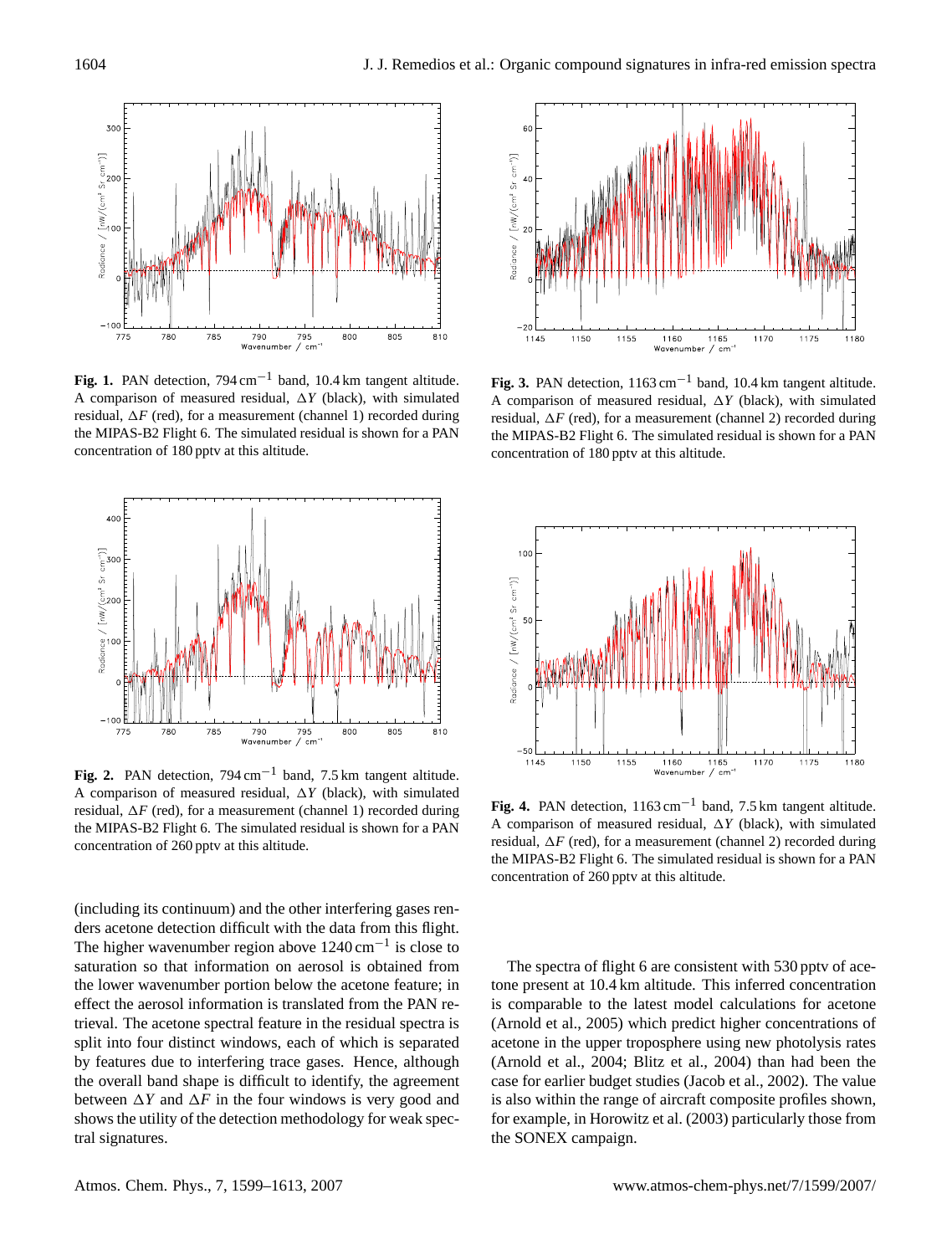**Fig. 1.** PAN detection, 794 $cm^{-1}$ band, 10.4 km tangent altitude. A comparison of measured residual, $\Delta Y$ (black), with simulated residual, $\Delta F$ (red), for a measurement (channel 1) recorded during the MIPAS-B2 Flight 6. The simulated residual is shown for a PAN concentration of 180 pptv at this altitude.

**Fig. 2.** PAN detection, 794 $cm^{-1}$ band, 7.5 km tangent altitude. A comparison of measured residual, $\Delta Y$ (black), with simulated residual, $\Delta F$ (red), for a measurement (channel 1) recorded during the MIPAS-B2 Flight 6. The simulated residual is shown for a PAN concentration of 260 pptv at this altitude.

**Fig. 3.** PAN detection, 1163 $cm^{-1}$ band, 10.4 km tangent altitude. A comparison of measured residual, $\Delta Y$ (black), with simulated residual, $\Delta F$ (red), for a measurement (channel 2) recorded during the MIPAS-B2 Flight 6. The simulated residual is shown for a PAN concentration of 180 pptv at this altitude.

**Fig. 4.** PAN detection, 1163 $cm^{-1}$ band, 7.5 km tangent altitude. A comparison of measured residual, $\Delta Y$ (black), with simulated residual, $\Delta F$ (red), for a measurement (channel 2) recorded during the MIPAS-B2 Flight 6. The simulated residual is shown for a PAN concentration of 260 pptv at this altitude.

(including its continuum) and the other interfering gases renders acetone detection difficult with the data from this flight. The higher wavenumber region above 1240 $cm^{-1}$ is close to saturation so that information on aerosol is obtained from the lower wavenumber portion below the acetone feature; in effect the aerosol information is translated from the PAN retrieval. The acetone spectral feature in the residual spectra is split into four distinct windows, each of which is separated by features due to interfering trace gases. Hence, although the overall band shape is difficult to identify, the agreement between $\Delta Y$ and $\Delta F$ in the four windows is very good and shows the utility of the detection methodology for weak spectral signatures.

The spectra of flight 6 are consistent with 530 pptv of acetone present at 10.4 km altitude. This inferred concentration is comparable to the latest model calculations for acetone (Arnold et al., 2005) which predict higher concentrations of acetone in the upper troposphere using new photolysis rates (Arnold et al., 2004; Blitz et al., 2004) than had been the case for earlier budget studies (Jacob et al., 2002). The value is also within the range of aircraft composite profiles shown, for example, in Horowitz et al. (2003) particularly those from the SONEX campaign.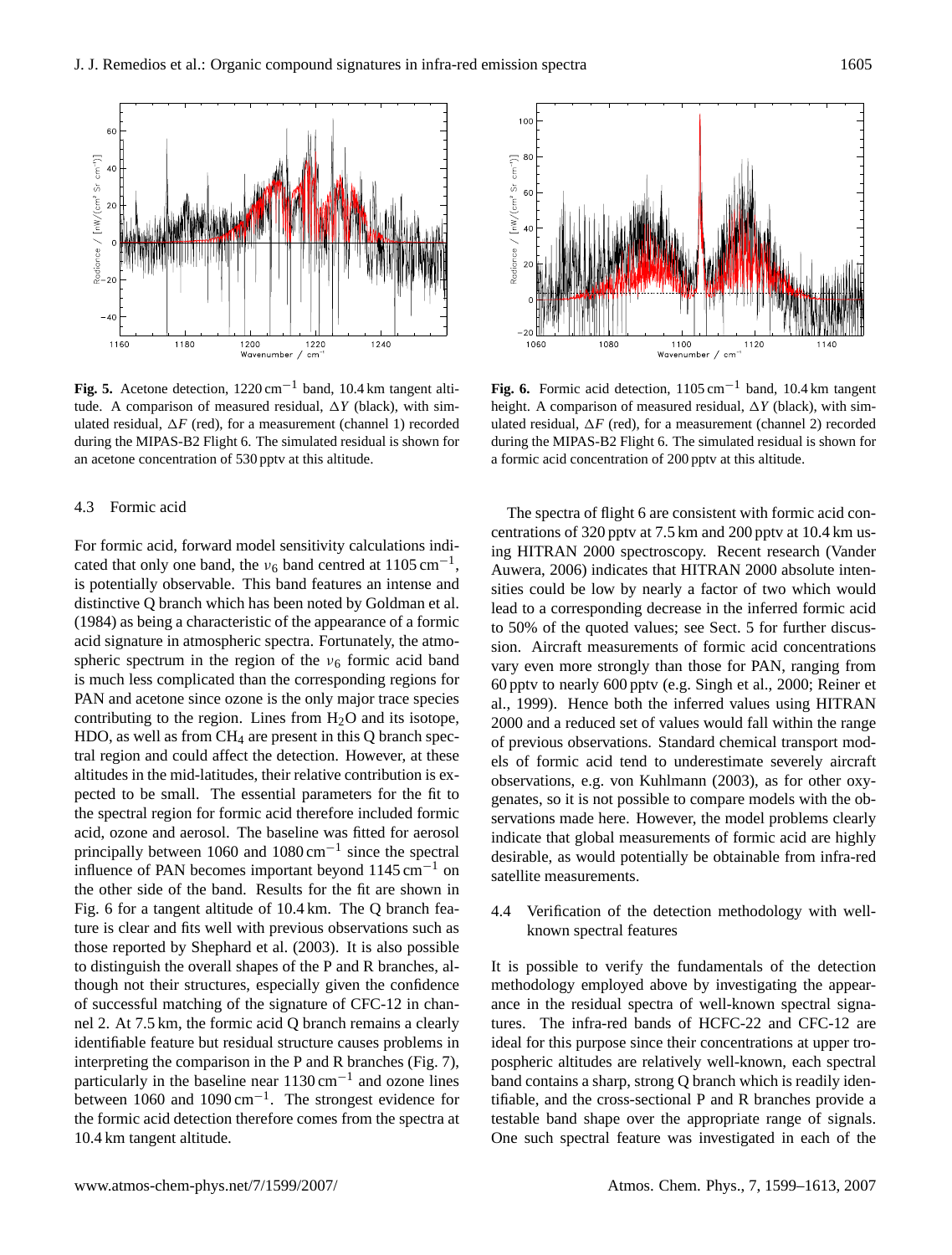**Fig. 5.** Acetone detection, $1220\,\mathrm{cm}^{-1}$ band, 10.4 km tangent altitude. A comparison of measured residual, $\Delta Y$ (black), with simulated residual, $\Delta F$ (red), for a measurement (channel 1) recorded during the MIPAS-B2 Flight 6. The simulated residual is shown for an acetone concentration of 530 pptv at this altitude.

**Fig. 6.** Formic acid detection, $1105\,\mathrm{cm}^{-1}$ band, 10.4 km tangent height. A comparison of measured residual, $\Delta Y$ (black), with simulated residual, $\Delta F$ (red), for a measurement (channel 2) recorded during the MIPAS-B2 Flight 6. The simulated residual is shown for a formic acid concentration of 200 pptv at this altitude.

### 4.3 Formic acid

For formic acid, forward model sensitivity calculations indicated that only one band, the $\nu_6$ band centred at $1105\,\mathrm{cm}^{-1}$, is potentially observable. This band features an intense and distinctive Q branch which has been noted by Goldman et al. (1984) as being a characteristic of the appearance of a formic acid signature in atmospheric spectra. Fortunately, the atmospheric spectrum in the region of the $\nu_6$ formic acid band is much less complicated than the corresponding regions for PAN and acetone since ozone is the only major trace species contributing to the region. Lines from $H_2O$ and its isotope, HDO, as well as from $CH_4$ are present in this Q branch spectral region and could affect the detection. However, at these altitudes in the mid-latitudes, their relative contribution is expected to be small. The essential parameters for the fit to the spectral region for formic acid therefore included formic acid, ozone and aerosol. The baseline was fitted for aerosol principally between 1060 and $1080\,\mathrm{cm}^{-1}$ since the spectral influence of PAN becomes important beyond $1145\,\mathrm{cm}^{-1}$ on the other side of the band. Results for the fit are shown in Fig. 6 for a tangent altitude of 10.4 km. The Q branch feature is clear and fits well with previous observations such as those reported by Shephard et al. (2003). It is also possible to distinguish the overall shapes of the P and R branches, although not their structures, especially given the confidence of successful matching of the signature of CFC-12 in channel 2. At 7.5 km, the formic acid Q branch remains a clearly identifiable feature but residual structure causes problems in interpreting the comparison in the P and R branches (Fig. 7), particularly in the baseline near $1130\,\mathrm{cm}^{-1}$ and ozone lines between 1060 and $1090\,\mathrm{cm}^{-1}$. The strongest evidence for the formic acid detection therefore comes from the spectra at 10.4 km tangent altitude.

The spectra of flight 6 are consistent with formic acid concentrations of 320 pptv at 7.5 km and 200 pptv at 10.4 km using HITRAN 2000 spectroscopy. Recent research (Vander Auwera, 2006) indicates that HITRAN 2000 absolute intensities could be low by nearly a factor of two which would lead to a corresponding decrease in the inferred formic acid to 50% of the quoted values; see Sect. 5 for further discussion. Aircraft measurements of formic acid concentrations vary even more strongly than those for PAN, ranging from 60 pptv to nearly 600 pptv (e.g. Singh et al., 2000; Reiner et al., 1999). Hence both the inferred values using HITRAN 2000 and a reduced set of values would fall within the range of previous observations. Standard chemical transport models of formic acid tend to underestimate severely aircraft observations, e.g. von Kuhlmann (2003), as for other oxygenates, so it is not possible to compare models with the observations made here. However, the model problems clearly indicate that global measurements of formic acid are highly desirable, as would potentially be obtainable from infra-red satellite measurements.

### 4.4 Verification of the detection methodology with well-known spectral features

It is possible to verify the fundamentals of the detection methodology employed above by investigating the appearance in the residual spectra of well-known spectral signatures. The infra-red bands of HCFC-22 and CFC-12 are ideal for this purpose since their concentrations at upper tropospheric altitudes are relatively well-known, each spectral band contains a sharp, strong Q branch which is readily identifiable, and the cross-sectional P and R branches provide a testable band shape over the appropriate range of signals. One such spectral feature was investigated in each of the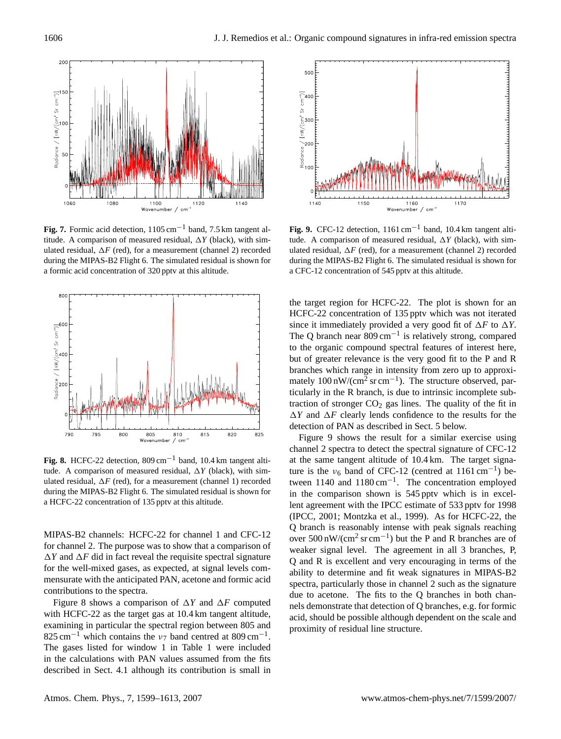**Fig. 7.** Formic acid detection, $1105\,\mathrm{cm}^{-1}$ band, 7.5 km tangent altitude. A comparison of measured residual, $\Delta Y$ (black), with simulated residual, $\Delta F$ (red), for a measurement (channel 2) recorded during the MIPAS-B2 Flight 6. The simulated residual is shown for a formic acid concentration of 320 pptv at this altitude.

**Fig. 8.** HCFC-22 detection, $809\,\mathrm{cm}^{-1}$ band, 10.4 km tangent altitude. A comparison of measured residual, $\Delta Y$ (black), with simulated residual, $\Delta F$ (red), for a measurement (channel 1) recorded during the MIPAS-B2 Flight 6. The simulated residual is shown for a HCFC-22 concentration of 135 pptv at this altitude.

**Fig. 9.** CFC-12 detection, $1161\,\mathrm{cm}^{-1}$ band, 10.4 km tangent altitude. A comparison of measured residual, $\Delta Y$ (black), with simulated residual, $\Delta F$ (red), for a measurement (channel 2) recorded during the MIPAS-B2 Flight 6. The simulated residual is shown for a CFC-12 concentration of 545 pptv at this altitude.

MIPAS-B2 channels: HCFC-22 for channel 1 and CFC-12 for channel 2. The purpose was to show that a comparison of $\Delta Y$ and $\Delta F$ did in fact reveal the requisite spectral signature for the well-mixed gases, as expected, at signal levels commensurate with the anticipated PAN, acetone and formic acid contributions to the spectra.

Figure 8 shows a comparison of $\Delta Y$ and $\Delta F$ computed with HCFC-22 as the target gas at 10.4 km tangent altitude, examining in particular the spectral region between 805 and $825\,\mathrm{cm}^{-1}$ which contains the $\nu_7$ band centred at $809\,\mathrm{cm}^{-1}$. The gases listed for window 1 in Table 1 were included in the calculations with PAN values assumed from the fits described in Sect. 4.1 although its contribution is small in the target region for HCFC-22. The plot is shown for an HCFC-22 concentration of 135 pptv which was not iterated since it immediately provided a very good fit of $\Delta F$ to $\Delta Y$. The Q branch near $809\,\mathrm{cm}^{-1}$ is relatively strong, compared to the organic compound spectral features of interest here, but of greater relevance is the very good fit to the P and R branches which range in intensity from zero up to approximately $100\,\mathrm{nW/(cm^2\,sr\,cm^{-1})}$. The structure observed, particularly in the R branch, is due to intrinsic incomplete subtraction of stronger $CO_2$ gas lines. The quality of the fit in $\Delta Y$ and $\Delta F$ clearly lends confidence to the results for the detection of PAN as described in Sect. 5 below.

Figure 9 shows the result for a similar exercise using channel 2 spectra to detect the spectral signature of CFC-12 at the same tangent altitude of 10.4 km. The target signature is the $\nu_6$ band of CFC-12 (centred at $1161\,\mathrm{cm}^{-1}$) between 1140 and $1180\,\mathrm{cm}^{-1}$. The concentration employed in the comparison shown is 545 pptv which is in excellent agreement with the IPCC estimate of 533 pptv for 1998 (IPCC, 2001; Montzka et al., 1999). As for HCFC-22, the Q branch is reasonably intense with peak signals reaching over $500\,\mathrm{nW/(cm^2\,sr\,cm^{-1})}$ but the P and R branches are of weaker signal level. The agreement in all 3 branches, P, Q and R is excellent and very encouraging in terms of the ability to determine and fit weak signatures in MIPAS-B2 spectra, particularly those in channel 2 such as the signature due to acetone. The fits to the Q branches in both channels demonstrate that detection of Q branches, e.g. for formic acid, should be possible although dependent on the scale and proximity of residual line structure.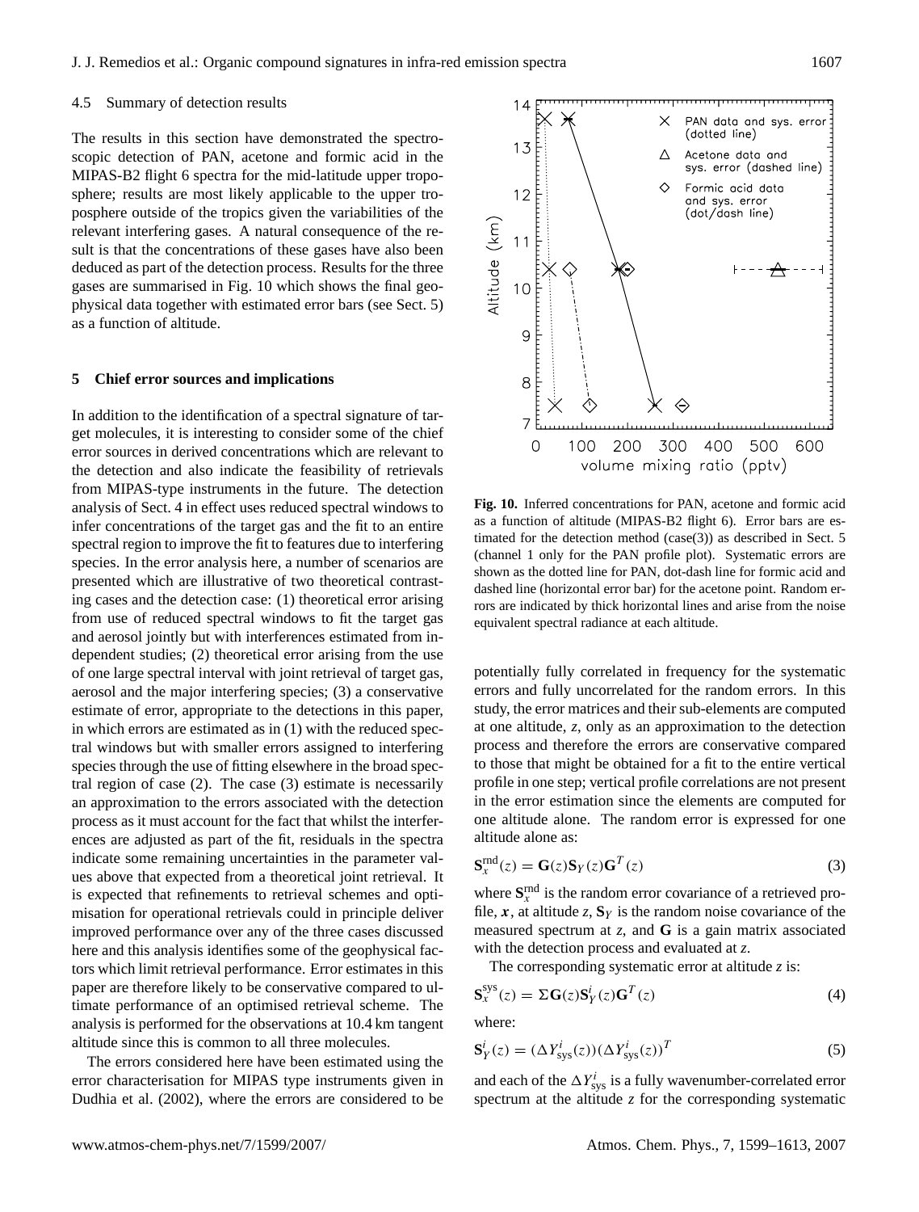### 4.5 Summary of detection results

The results in this section have demonstrated the spectroscopic detection of PAN, acetone and formic acid in the MIPAS-B2 flight 6 spectra for the mid-latitude upper troposphere; results are most likely applicable to the upper troposphere outside of the tropics given the variabilities of the relevant interfering gases. A natural consequence of the result is that the concentrations of these gases have also been deduced as part of the detection process. Results for the three gases are summarised in Fig. 10 which shows the final geophysical data together with estimated error bars (see Sect. 5) as a function of altitude.

## 5 Chief error sources and implications

In addition to the identification of a spectral signature of target molecules, it is interesting to consider some of the chief error sources in derived concentrations which are relevant to the detection and also indicate the feasibility of retrievals from MIPAS-type instruments in the future. The detection analysis of Sect. 4 in effect uses reduced spectral windows to infer concentrations of the target gas and the fit to an entire spectral region to improve the fit to features due to interfering species. In the error analysis here, a number of scenarios are presented which are illustrative of two theoretical contrasting cases and the detection case: (1) theoretical error arising from use of reduced spectral windows to fit the target gas and aerosol jointly but with interferences estimated from independent studies; (2) theoretical error arising from the use of one large spectral interval with joint retrieval of target gas, aerosol and the major interfering species; (3) a conservative estimate of error, appropriate to the detections in this paper, in which errors are estimated as in (1) with the reduced spectral windows but with smaller errors assigned to interfering species through the use of fitting elsewhere in the broad spectral region of case (2). The case (3) estimate is necessarily an approximation to the errors associated with the detection process as it must account for the fact that whilst the interferences are adjusted as part of the fit, residuals in the spectra indicate some remaining uncertainties in the parameter values above that expected from a theoretical joint retrieval. It is expected that refinements to retrieval schemes and optimisation for operational retrievals could in principle deliver improved performance over any of the three cases discussed here and this analysis identifies some of the geophysical factors which limit retrieval performance. Error estimates in this paper are therefore likely to be conservative compared to ultimate performance of an optimised retrieval scheme. The analysis is performed for the observations at 10.4 km tangent altitude since this is common to all three molecules.

The errors considered here have been estimated using the error characterisation for MIPAS type instruments given in Dudhia et al. (2002), where the errors are considered to be potentially fully correlated in frequency for the systematic errors and fully uncorrelated for the random errors. In this study, the error matrices and their sub-elements are computed at one altitude, $z$, only as an approximation to the detection process and therefore the errors are conservative compared to those that might be obtained for a fit to the entire vertical profile in one step; vertical profile correlations are not present in the error estimation since the elements are computed for one altitude alone. The random error is expressed for one altitude alone as:

**Fig. 10.** Inferred concentrations for PAN, acetone and formic acid as a function of altitude (MIPAS-B2 flight 6). Error bars are estimated for the detection method (case(3)) as described in Sect. 5 (channel 1 only for the PAN profile plot). Systematic errors are shown as the dotted line for PAN, dot-dash line for formic acid and dashed line (horizontal error bar) for the acetone point. Random errors are indicated by thick horizontal lines and arise from the noise equivalent spectral radiance at each altitude.

$$\mathbf{S}_x^{\mathrm{rnd}}(z) = \mathbf{G}(z)\mathbf{S}_Y(z)\mathbf{G}^T(z) \tag{3}$$

where $\mathbf{S}_x^{\mathrm{rnd}}$ is the random error covariance of a retrieved profile, $\boldsymbol{x}$, at altitude $z$, $\mathbf{S}_Y$ is the random noise covariance of the measured spectrum at $z$, and $\mathbf{G}$ is a gain matrix associated with the detection process and evaluated at $z$.

The corresponding systematic error at altitude $z$ is:

$$\mathbf{S}_x^{\mathrm{sys}}(z) = \Sigma\mathbf{G}(z)\mathbf{S}_Y^i(z)\mathbf{G}^T(z) \tag{4}$$

where:

$$\mathbf{S}_Y^i(z) = (\Delta Y_{\mathrm{sys}}^i(z))(\Delta Y_{\mathrm{sys}}^i(z))^T \tag{5}$$

and each of the $\Delta Y_{\mathrm{sys}}^i$ is a fully wavenumber-correlated error spectrum at the altitude $z$ for the corresponding systematic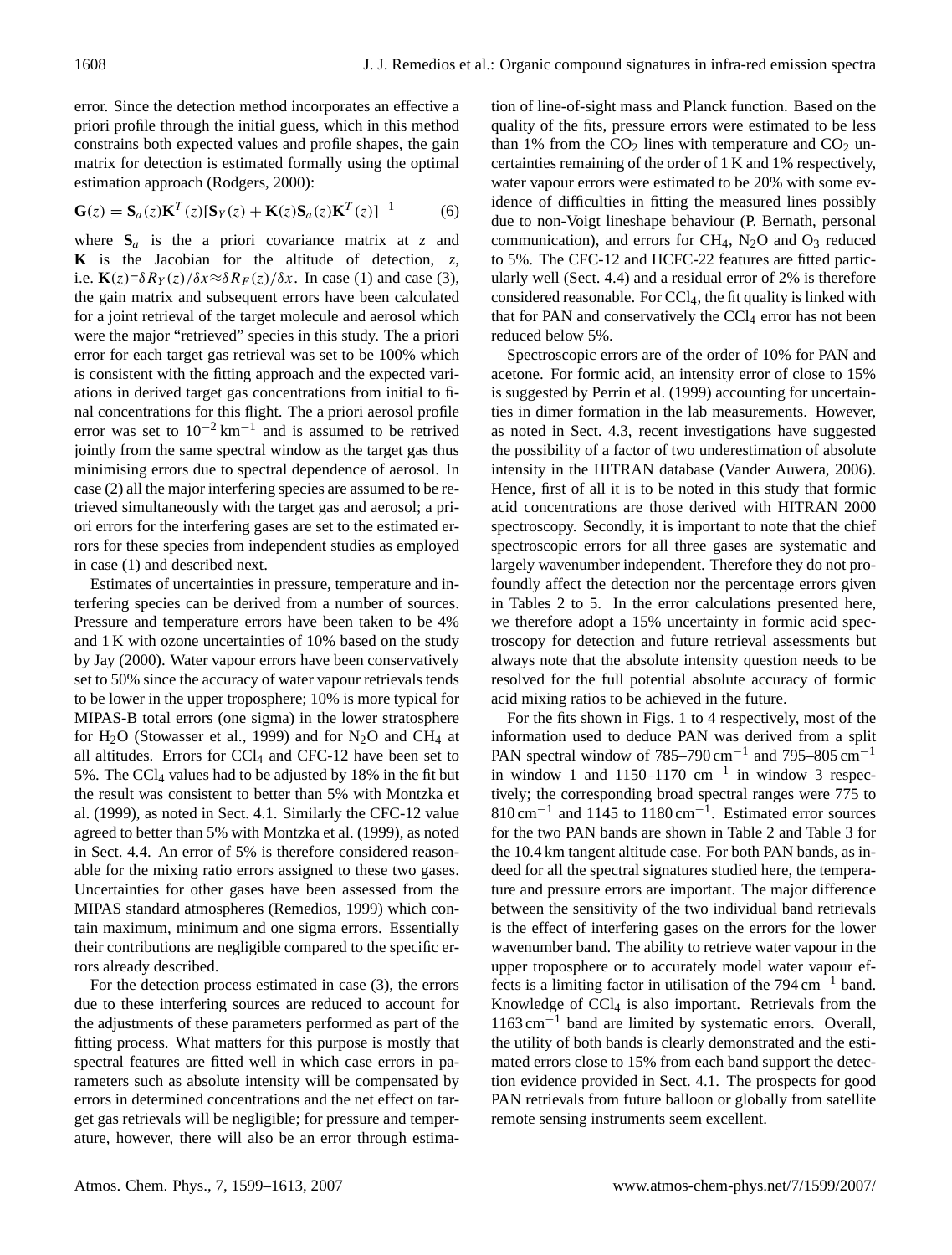error. Since the detection method incorporates an effective a priori profile through the initial guess, which in this method constrains both expected values and profile shapes, the gain matrix for detection is estimated formally using the optimal estimation approach (Rodgers, 2000):

$$\mathbf{G}(z) = \mathbf{S}_a(z)\mathbf{K}^T(z)[\mathbf{S}_Y(z) + \mathbf{K}(z)\mathbf{S}_a(z)\mathbf{K}^T(z)]^{-1} \quad (6)$$

where $\mathbf{S}_a$ is the a priori covariance matrix at $z$ and $\mathbf{K}$ is the Jacobian for the altitude of detection, $z$, i.e. $\mathbf{K}(z)=\delta R_Y(z)/\delta x \approx \delta R_F(z)/\delta x$. In case (1) and case (3), the gain matrix and subsequent errors have been calculated for a joint retrieval of the target molecule and aerosol which were the major "retrieved" species in this study. The a priori error for each target gas retrieval was set to be 100% which is consistent with the fitting approach and the expected variations in derived target gas concentrations from initial to final concentrations for this flight. The a priori aerosol profile error was set to $10^{-2}\,\text{km}^{-1}$ and is assumed to be retrived jointly from the same spectral window as the target gas thus minimising errors due to spectral dependence of aerosol. In case (2) all the major interfering species are assumed to be retrieved simultaneously with the target gas and aerosol; a priori errors for the interfering gases are set to the estimated errors for these species from independent studies as employed in case (1) and described next.

Estimates of uncertainties in pressure, temperature and interfering species can be derived from a number of sources. Pressure and temperature errors have been taken to be 4% and 1 K with ozone uncertainties of 10% based on the study by Jay (2000). Water vapour errors have been conservatively set to 50% since the accuracy of water vapour retrievals tends to be lower in the upper troposphere; 10% is more typical for MIPAS-B total errors (one sigma) in the lower stratosphere for $H_2O$ (Stowasser et al., 1999) and for $N_2O$ and $CH_4$ at all altitudes. Errors for $CCl_4$ and CFC-12 have been set to 5%. The $CCl_4$ values had to be adjusted by 18% in the fit but the result was consistent to better than 5% with Montzka et al. (1999), as noted in Sect. 4.1. Similarly the CFC-12 value agreed to better than 5% with Montzka et al. (1999), as noted in Sect. 4.4. An error of 5% is therefore considered reasonable for the mixing ratio errors assigned to these two gases. Uncertainties for other gases have been assessed from the MIPAS standard atmospheres (Remedios, 1999) which contain maximum, minimum and one sigma errors. Essentially their contributions are negligible compared to the specific errors already described.

For the detection process estimated in case (3), the errors due to these interfering sources are reduced to account for the adjustments of these parameters performed as part of the fitting process. What matters for this purpose is mostly that spectral features are fitted well in which case errors in parameters such as absolute intensity will be compensated by errors in determined concentrations and the net effect on target gas retrievals will be negligible; for pressure and temperature, however, there will also be an error through estimation of line-of-sight mass and Planck function. Based on the quality of the fits, pressure errors were estimated to be less than 1% from the $CO_2$ lines with temperature and $CO_2$ uncertainties remaining of the order of 1 K and 1% respectively, water vapour errors were estimated to be 20% with some evidence of difficulties in fitting the measured lines possibly due to non-Voigt lineshape behaviour (P. Bernath, personal communication), and errors for $CH_4$, $N_2O$ and $O_3$ reduced to 5%. The CFC-12 and HCFC-22 features are fitted particularly well (Sect. 4.4) and a residual error of 2% is therefore considered reasonable. For $CCl_4$, the fit quality is linked with that for PAN and conservatively the $CCl_4$ error has not been reduced below 5%.

Spectroscopic errors are of the order of 10% for PAN and acetone. For formic acid, an intensity error of close to 15% is suggested by Perrin et al. (1999) accounting for uncertainties in dimer formation in the lab measurements. However, as noted in Sect. 4.3, recent investigations have suggested the possibility of a factor of two underestimation of absolute intensity in the HITRAN database (Vander Auwera, 2006). Hence, first of all it is to be noted in this study that formic acid concentrations are those derived with HITRAN 2000 spectroscopy. Secondly, it is important to note that the chief spectroscopic errors for all three gases are systematic and largely wavenumber independent. Therefore they do not profoundly affect the detection nor the percentage errors given in Tables 2 to 5. In the error calculations presented here, we therefore adopt a 15% uncertainty in formic acid spectroscopy for detection and future retrieval assessments but always note that the absolute intensity question needs to be resolved for the full potential absolute accuracy of formic acid mixing ratios to be achieved in the future.

For the fits shown in Figs. 1 to 4 respectively, most of the information used to deduce PAN was derived from a split PAN spectral window of 785–790 $\text{cm}^{-1}$ and 795–805 $\text{cm}^{-1}$ in window 1 and 1150–1170 $\text{cm}^{-1}$ in window 3 respectively; the corresponding broad spectral ranges were 775 to 810 $\text{cm}^{-1}$ and 1145 to 1180 $\text{cm}^{-1}$. Estimated error sources for the two PAN bands are shown in Table 2 and Table 3 for the 10.4 km tangent altitude case. For both PAN bands, as indeed for all the spectral signatures studied here, the temperature and pressure errors are important. The major difference between the sensitivity of the two individual band retrievals is the effect of interfering gases on the errors for the lower wavenumber band. The ability to retrieve water vapour in the upper troposphere or to accurately model water vapour effects is a limiting factor in utilisation of the 794 $\text{cm}^{-1}$ band. Knowledge of $CCl_4$ is also important. Retrievals from the 1163 $\text{cm}^{-1}$ band are limited by systematic errors. Overall, the utility of both bands is clearly demonstrated and the estimated errors close to 15% from each band support the detection evidence provided in Sect. 4.1. The prospects for good PAN retrievals from future balloon or globally from satellite remote sensing instruments seem excellent.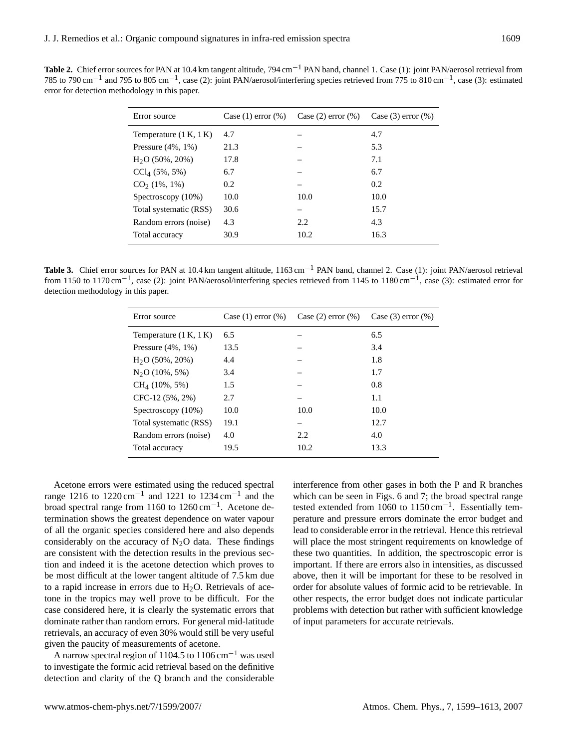**Table 2.** Chief error sources for PAN at 10.4 km tangent altitude, 794 $cm^{-1}$ PAN band, channel 1. Case (1): joint PAN/aerosol retrieval from 785 to 790 $cm^{-1}$ and 795 to 805 $cm^{-1}$, case (2): joint PAN/aerosol/interfering species retrieved from 775 to 810 $cm^{-1}$, case (3): estimated error for detection methodology in this paper.

| Error source | Case (1) error (%) | Case (2) error (%) | Case (3) error (%) |
|---|---|---|---|
| Temperature (1 K, 1 K) | 4.7 | – | 4.7 |
| Pressure (4%, 1%) | 21.3 | – | 5.3 |
| $H_2O$ (50%, 20%) | 17.8 | – | 7.1 |
| $CCl_4$ (5%, 5%) | 6.7 | – | 6.7 |
| $CO_2$ (1%, 1%) | 0.2 | – | 0.2 |
| Spectroscopy (10%) | 10.0 | 10.0 | 10.0 |
| Total systematic (RSS) | 30.6 | – | 15.7 |
| Random errors (noise) | 4.3 | 2.2 | 4.3 |
| Total accuracy | 30.9 | 10.2 | 16.3 |

**Table 3.** Chief error sources for PAN at 10.4 km tangent altitude, 1163 $cm^{-1}$ PAN band, channel 2. Case (1): joint PAN/aerosol retrieval from 1150 to 1170 $cm^{-1}$, case (2): joint PAN/aerosol/interfering species retrieved from 1145 to 1180 $cm^{-1}$, case (3): estimated error for detection methodology in this paper.

| Error source | Case (1) error (%) | Case (2) error (%) | Case (3) error (%) |
|---|---|---|---|
| Temperature (1 K, 1 K) | 6.5 | – | 6.5 |
| Pressure (4%, 1%) | 13.5 | – | 3.4 |
| $H_2O$ (50%, 20%) | 4.4 | – | 1.8 |
| $N_2O$ (10%, 5%) | 3.4 | – | 1.7 |
| $CH_4$ (10%, 5%) | 1.5 | – | 0.8 |
| CFC-12 (5%, 2%) | 2.7 | – | 1.1 |
| Spectroscopy (10%) | 10.0 | 10.0 | 10.0 |
| Total systematic (RSS) | 19.1 | – | 12.7 |
| Random errors (noise) | 4.0 | 2.2 | 4.0 |
| Total accuracy | 19.5 | 10.2 | 13.3 |

Acetone errors were estimated using the reduced spectral range 1216 to 1220 $cm^{-1}$ and 1221 to 1234 $cm^{-1}$ and the broad spectral range from 1160 to 1260 $cm^{-1}$. Acetone determination shows the greatest dependence on water vapour of all the organic species considered here and also depends considerably on the accuracy of $N_2O$ data. These findings are consistent with the detection results in the previous section and indeed it is the acetone detection which proves to be most difficult at the lower tangent altitude of 7.5 km due to a rapid increase in errors due to $H_2O$. Retrievals of acetone in the tropics may well prove to be difficult. For the case considered here, it is clearly the systematic errors that dominate rather than random errors. For general mid-latitude retrievals, an accuracy of even 30% would still be very useful given the paucity of measurements of acetone.

A narrow spectral region of 1104.5 to 1106 $cm^{-1}$ was used to investigate the formic acid retrieval based on the definitive detection and clarity of the Q branch and the considerable interference from other gases in both the P and R branches which can be seen in Figs. 6 and 7; the broad spectral range tested extended from 1060 to 1150 $cm^{-1}$. Essentially temperature and pressure errors dominate the error budget and lead to considerable error in the retrieval. Hence this retrieval will place the most stringent requirements on knowledge of these two quantities. In addition, the spectroscopic error is important. If there are errors also in intensities, as discussed above, then it will be important for these to be resolved in order for absolute values of formic acid to be retrievable. In other respects, the error budget does not indicate particular problems with detection but rather with sufficient knowledge of input parameters for accurate retrievals.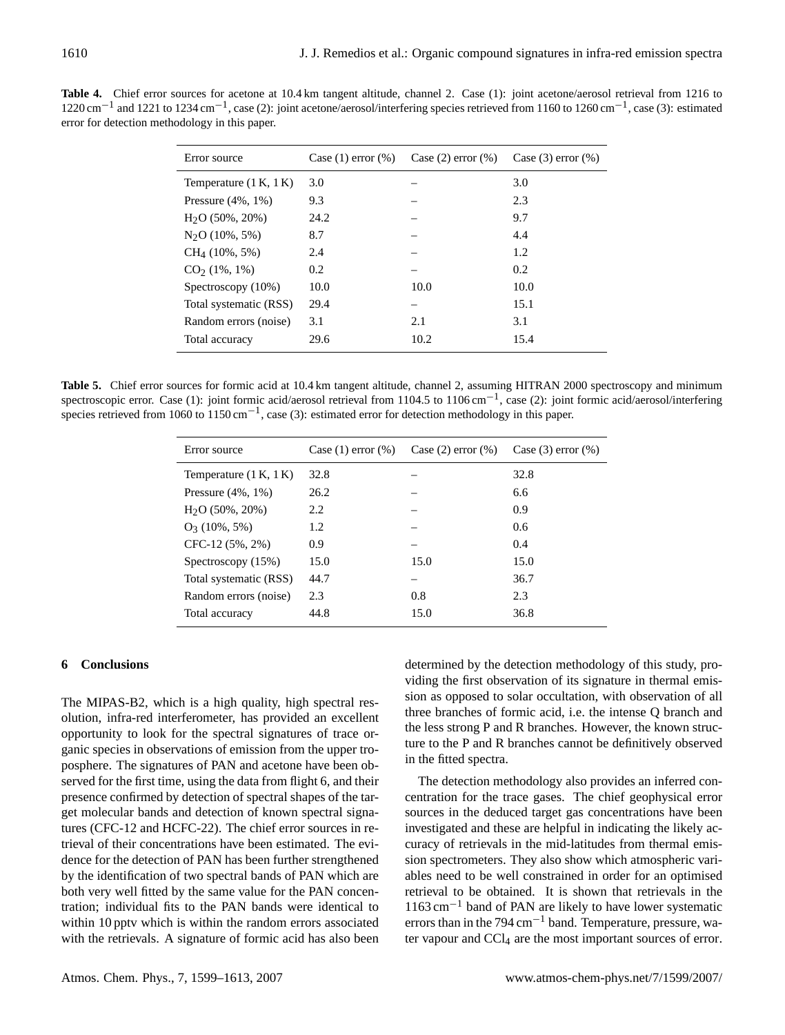**Table 4.** Chief error sources for acetone at 10.4 km tangent altitude, channel 2. Case (1): joint acetone/aerosol retrieval from 1216 to 1220 $cm^{-1}$ and 1221 to 1234 $cm^{-1}$, case (2): joint acetone/aerosol/interfering species retrieved from 1160 to 1260 $cm^{-1}$, case (3): estimated error for detection methodology in this paper.

| Error source | Case (1) error (%) | Case (2) error (%) | Case (3) error (%) |
|---|---|---|---|
| Temperature (1 K, 1 K) | 3.0 | – | 3.0 |
| Pressure (4%, 1%) | 9.3 | – | 2.3 |
| $H_2O$ (50%, 20%) | 24.2 | – | 9.7 |
| $N_2O$ (10%, 5%) | 8.7 | – | 4.4 |
| $CH_4$ (10%, 5%) | 2.4 | – | 1.2 |
| $CO_2$ (1%, 1%) | 0.2 | – | 0.2 |
| Spectroscopy (10%) | 10.0 | 10.0 | 10.0 |
| Total systematic (RSS) | 29.4 | – | 15.1 |
| Random errors (noise) | 3.1 | 2.1 | 3.1 |
| Total accuracy | 29.6 | 10.2 | 15.4 |

**Table 5.** Chief error sources for formic acid at 10.4 km tangent altitude, channel 2, assuming HITRAN 2000 spectroscopy and minimum spectroscopic error. Case (1): joint formic acid/aerosol retrieval from 1104.5 to 1106 $cm^{-1}$, case (2): joint formic acid/aerosol/interfering species retrieved from 1060 to 1150 $cm^{-1}$, case (3): estimated error for detection methodology in this paper.

| Error source | Case (1) error (%) | Case (2) error (%) | Case (3) error (%) |
|---|---|---|---|
| Temperature (1 K, 1 K) | 32.8 | – | 32.8 |
| Pressure (4%, 1%) | 26.2 | – | 6.6 |
| $H_2O$ (50%, 20%) | 2.2 | – | 0.9 |
| $O_3$ (10%, 5%) | 1.2 | – | 0.6 |
| CFC-12 (5%, 2%) | 0.9 | – | 0.4 |
| Spectroscopy (15%) | 15.0 | 15.0 | 15.0 |
| Total systematic (RSS) | 44.7 | – | 36.7 |
| Random errors (noise) | 2.3 | 0.8 | 2.3 |
| Total accuracy | 44.8 | 15.0 | 36.8 |

## 6 Conclusions

The MIPAS-B2, which is a high quality, high spectral resolution, infra-red interferometer, has provided an excellent opportunity to look for the spectral signatures of trace organic species in observations of emission from the upper troposphere. The signatures of PAN and acetone have been observed for the first time, using the data from flight 6, and their presence confirmed by detection of spectral shapes of the target molecular bands and detection of known spectral signatures (CFC-12 and HCFC-22). The chief error sources in retrieval of their concentrations have been estimated. The evidence for the detection of PAN has been further strengthened by the identification of two spectral bands of PAN which are both very well fitted by the same value for the PAN concentration; individual fits to the PAN bands were identical to within 10 pptv which is within the random errors associated with the retrievals. A signature of formic acid has also been determined by the detection methodology of this study, providing the first observation of its signature in thermal emission as opposed to solar occultation, with observation of all three branches of formic acid, i.e. the intense Q branch and the less strong P and R branches. However, the known structure to the P and R branches cannot be definitively observed in the fitted spectra.

The detection methodology also provides an inferred concentration for the trace gases. The chief geophysical error sources in the deduced target gas concentrations have been investigated and these are helpful in indicating the likely accuracy of retrievals in the mid-latitudes from thermal emission spectrometers. They also show which atmospheric variables need to be well constrained in order for an optimised retrieval to be obtained. It is shown that retrievals in the 1163 $cm^{-1}$ band of PAN are likely to have lower systematic errors than in the 794 $cm^{-1}$ band. Temperature, pressure, water vapour and $CCl_4$ are the most important sources of error.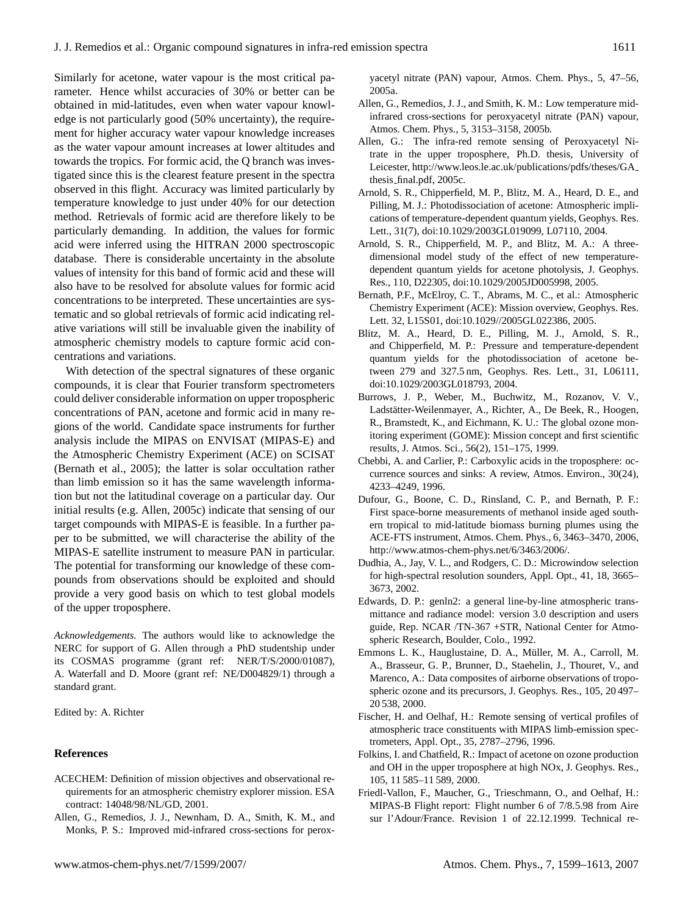Similarly for acetone, water vapour is the most critical parameter. Hence whilst accuracies of 30% or better can be obtained in mid-latitudes, even when water vapour knowledge is not particularly good (50% uncertainty), the requirement for higher accuracy water vapour knowledge increases as the water vapour amount increases at lower altitudes and towards the tropics. For formic acid, the Q branch was investigated since this is the clearest feature present in the spectra observed in this flight. Accuracy was limited particularly by temperature knowledge to just under 40% for our detection method. Retrievals of formic acid are therefore likely to be particularly demanding. In addition, the values for formic acid were inferred using the HITRAN 2000 spectroscopic database. There is considerable uncertainty in the absolute values of intensity for this band of formic acid and these will also have to be resolved for absolute values for formic acid concentrations to be interpreted. These uncertainties are systematic and so global retrievals of formic acid indicating relative variations will still be invaluable given the inability of atmospheric chemistry models to capture formic acid concentrations and variations.

With detection of the spectral signatures of these organic compounds, it is clear that Fourier transform spectrometers could deliver considerable information on upper tropospheric concentrations of PAN, acetone and formic acid in many regions of the world. Candidate space instruments for further analysis include the MIPAS on ENVISAT (MIPAS-E) and the Atmospheric Chemistry Experiment (ACE) on SCISAT (Bernath et al., 2005); the latter is solar occultation rather than limb emission so it has the same wavelength information but not the latitudinal coverage on a particular day. Our initial results (e.g. Allen, 2005c) indicate that sensing of our target compounds with MIPAS-E is feasible. In a further paper to be submitted, we will characterise the ability of the MIPAS-E satellite instrument to measure PAN in particular. The potential for transforming our knowledge of these compounds from observations should be exploited and should provide a very good basis on which to test global models of the upper troposphere.

*Acknowledgements.* The authors would like to acknowledge the NERC for support of G. Allen through a PhD studentship under its COSMAS programme (grant ref: NER/T/S/2000/01087), A. Waterfall and D. Moore (grant ref: NE/D004829/1) through a standard grant.

Edited by: A. Richter

## References

ACECHEM: Definition of mission objectives and observational requirements for an atmospheric chemistry explorer mission. ESA contract: 14048/98/NL/GD, 2001.

Allen, G., Remedios, J. J., Newnham, D. A., Smith, K. M., and Monks, P. S.: Improved mid-infrared cross-sections for peroxyacetyl nitrate (PAN) vapour, Atmos. Chem. Phys., 5, 47–56, 2005a.

Allen, G., Remedios, J. J., and Smith, K. M.: Low temperature mid-infrared cross-sections for peroxyacetyl nitrate (PAN) vapour, Atmos. Chem. Phys., 5, 3153–3158, 2005b.

Allen, G.: The infra-red remote sensing of Peroxyacetyl Nitrate in the upper troposphere, Ph.D. thesis, University of Leicester, http://www.leos.le.ac.uk/publications/pdfs/theses/GA_thesis_final.pdf, 2005c.

Arnold, S. R., Chipperfield, M. P., Blitz, M. A., Heard, D. E., and Pilling, M. J.: Photodissociation of acetone: Atmospheric implications of temperature-dependent quantum yields, Geophys. Res. Lett., 31(7), doi:10.1029/2003GL019099, L07110, 2004.

Arnold, S. R., Chipperfield, M. P., and Blitz, M. A.: A three-dimensional model study of the effect of new temperature-dependent quantum yields for acetone photolysis, J. Geophys. Res., 110, D22305, doi:10.1029/2005JD005998, 2005.

Bernath, P.F., McElroy, C. T., Abrams, M. C., et al.: Atmospheric Chemistry Experiment (ACE): Mission overview, Geophys. Res. Lett. 32, L15S01, doi:10.1029//2005GL022386, 2005.

Blitz, M. A., Heard, D. E., Pilling, M. J., Arnold, S. R., and Chipperfield, M. P.: Pressure and temperature-dependent quantum yields for the photodissociation of acetone between 279 and 327.5 nm, Geophys. Res. Lett., 31, L06111, doi:10.1029/2003GL018793, 2004.

Burrows, J. P., Weber, M., Buchwitz, M., Rozanov, V. V., Ladstätter-Weilenmayer, A., Richter, A., De Beek, R., Hoogen, R., Bramstedt, K., and Eichmann, K. U.: The global ozone monitoring experiment (GOME): Mission concept and first scientific results, J. Atmos. Sci., 56(2), 151–175, 1999.

Chebbi, A. and Carlier, P.: Carboxylic acids in the troposphere: occurrence sources and sinks: A review, Atmos. Environ., 30(24), 4233–4249, 1996.

Dufour, G., Boone, C. D., Rinsland, C. P., and Bernath, P. F.: First space-borne measurements of methanol inside aged southern tropical to mid-latitude biomass burning plumes using the ACE-FTS instrument, Atmos. Chem. Phys., 6, 3463–3470, 2006, http://www.atmos-chem-phys.net/6/3463/2006/.

Dudhia, A., Jay, V. L., and Rodgers, C. D.: Microwindow selection for high-spectral resolution sounders, Appl. Opt., 41, 18, 3665–3673, 2002.

Edwards, D. P.: genln2: a general line-by-line atmospheric transmittance and radiance model: version 3.0 description and users guide, Rep. NCAR /TN-367 +STR, National Center for Atmospheric Research, Boulder, Colo., 1992.

Emmons L. K., Hauglustaine, D. A., Müller, M. A., Carroll, M. A., Brasseur, G. P., Brunner, D., Staehelin, J., Thouret, V., and Marenco, A.: Data composites of airborne observations of tropospheric ozone and its precursors, J. Geophys. Res., 105, 20 497–20 538, 2000.

Fischer, H. and Oelhaf, H.: Remote sensing of vertical profiles of atmospheric trace constituents with MIPAS limb-emission spectrometers, Appl. Opt., 35, 2787–2796, 1996.

Folkins, I. and Chatfield, R.: Impact of acetone on ozone production and OH in the upper troposphere at high NOx, J. Geophys. Res., 105, 11 585–11 589, 2000.

Friedl-Vallon, F., Maucher, G., Trieschmann, O., and Oelhaf, H.: MIPAS-B Flight report: Flight number 6 of 7/8.5.98 from Aire sur l'Adour/France. Revision 1 of 22.12.1999. Technical re-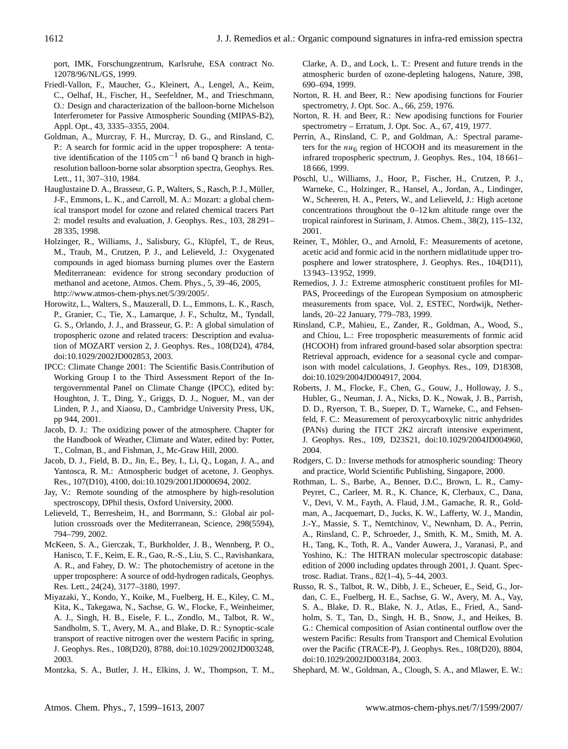port, IMK, Forschungzentrum, Karlsruhe, ESA contract No. 12078/96/NL/GS, 1999.

Friedl-Vallon, F., Maucher, G., Kleinert, A., Lengel, A., Keim, C., Oelhaf, H., Fischer, H., Seefeldner, M., and Trieschmann, O.: Design and characterization of the balloon-borne Michelson Interferometer for Passive Atmospheric Sounding (MIPAS-B2), Appl. Opt., 43, 3335–3355, 2004.

Goldman, A., Murcray, F. H., Murcray, D. G., and Rinsland, C. P.: A search for formic acid in the upper troposphere: A tentative identification of the 1105 $cm^{-1}$ n6 band Q branch in high-resolution balloon-borne solar absorption spectra, Geophys. Res. Lett., 11, 307–310, 1984.

Hauglustaine D. A., Brasseur, G. P., Walters, S., Rasch, P. J., Müller, J-F., Emmons, L. K., and Carroll, M. A.: Mozart: a global chemical transport model for ozone and related chemical tracers Part 2: model results and evaluation, J. Geophys. Res., 103, 28 291–28 335, 1998.

Holzinger, R., Williams, J., Salisbury, G., Klüpfel, T., de Reus, M., Traub, M., Crutzen, P. J., and Lelieveld, J.: Oxygenated compounds in aged biomass burning plumes over the Eastern Mediterranean: evidence for strong secondary production of methanol and acetone, Atmos. Chem. Phys., 5, 39–46, 2005, http://www.atmos-chem-phys.net/5/39/2005/.

Horowitz, L., Walters, S., Mauzerall, D. L., Emmons, L. K., Rasch, P., Granier, C., Tie, X., Lamarque, J. F., Schultz, M., Tyndall, G. S., Orlando, J. J., and Brasseur, G. P.: A global simulation of tropospheric ozone and related tracers: Description and evaluation of MOZART version 2, J. Geophys. Res., 108(D24), 4784, doi:10.1029/2002JD002853, 2003.

IPCC: Climate Change 2001: The Scientific Basis.Contribution of Working Group I to the Third Assessment Report of the Intergovernmental Panel on Climate Change (IPCC), edited by: Houghton, J. T., Ding, Y., Griggs, D. J., Noguer, M., van der Linden, P. J., and Xiaosu, D., Cambridge University Press, UK, pp 944, 2001.

Jacob, D. J.: The oxidizing power of the atmosphere. Chapter for the Handbook of Weather, Climate and Water, edited by: Potter, T., Colman, B., and Fishman, J., Mc-Graw Hill, 2000.

Jacob, D. J., Field, B. D., Jin, E., Bey, I., Li, Q., Logan, J. A., and Yantosca, R. M.: Atmospheric budget of acetone, J. Geophys. Res., 107(D10), 4100, doi:10.1029/2001JD000694, 2002.

Jay, V.: Remote sounding of the atmosphere by high-resolution spectroscopy, DPhil thesis, Oxford University, 2000.

Lelieveld, T., Berresheim, H., and Borrmann, S.: Global air pollution crossroads over the Mediterranean, Science, 298(5594), 794–799, 2002.

McKeen, S. A., Gierczak, T., Burkholder, J. B., Wennberg, P. O., Hanisco, T. F., Keim, E. R., Gao, R.-S., Liu, S. C., Ravishankara, A. R., and Fahey, D. W.: The photochemistry of acetone in the upper troposphere: A source of odd-hydrogen radicals, Geophys. Res. Lett., 24(24), 3177–3180, 1997.

Miyazaki, Y., Kondo, Y., Koike, M., Fuelberg, H. E., Kiley, C. M., Kita, K., Takegawa, N., Sachse, G. W., Flocke, F., Weinheimer, A. J., Singh, H. B., Eisele, F. L., Zondlo, M., Talbot, R. W., Sandholm, S. T., Avery, M. A., and Blake, D. R.: Synoptic-scale transport of reactive nitrogen over the western Pacific in spring, J. Geophys. Res., 108(D20), 8788, doi:10.1029/2002JD003248, 2003.

Montzka, S. A., Butler, J. H., Elkins, J. W., Thompson, T. M., Clarke, A. D., and Lock, L. T.: Present and future trends in the atmospheric burden of ozone-depleting halogens, Nature, 398, 690–694, 1999.

Norton, R. H. and Beer, R.: New apodising functions for Fourier spectrometry, J. Opt. Soc. A., 66, 259, 1976.

Norton, R. H. and Beer, R.: New apodising functions for Fourier spectrometry – Erratum, J. Opt. Soc. A., 67, 419, 1977.

Perrin, A., Rinsland, C. P., and Goldman, A.: Spectral parameters for the $nu_6$ region of HCOOH and its measurement in the infrared tropospheric spectrum, J. Geophys. Res., 104, 18 661–18 666, 1999.

Pöschl, U., Williams, J., Hoor, P., Fischer, H., Crutzen, P. J., Warneke, C., Holzinger, R., Hansel, A., Jordan, A., Lindinger, W., Scheeren, H. A., Peters, W., and Lelieveld, J.: High acetone concentrations throughout the 0–12 km altitude range over the tropical rainforest in Surinam, J. Atmos. Chem., 38(2), 115–132, 2001.

Reiner, T., Möhler, O., and Arnold, F.: Measurements of acetone, acetic acid and formic acid in the northern midlatitude upper troposphere and lower stratosphere, J. Geophys. Res., 104(D11), 13 943–13 952, 1999.

Remedios, J. J.: Extreme atmospheric constituent profiles for MIPAS, Proceedings of the European Symposium on atmospheric measurements from space, Vol. 2, ESTEC, Nordwijk, Netherlands, 20–22 January, 779–783, 1999.

Rinsland, C.P., Mahieu, E., Zander, R., Goldman, A., Wood, S., and Chiou, L.: Free tropospheric measurements of formic acid (HCOOH) from infrared ground-based solar absorption spectra: Retrieval approach, evidence for a seasonal cycle and comparison with model calculations, J. Geophys. Res., 109, D18308, doi:10.1029/2004JD004917, 2004.

Roberts, J. M., Flocke, F., Chen, G., Gouw, J., Holloway, J. S., Hubler, G., Neuman, J. A., Nicks, D. K., Nowak, J. B., Parrish, D. D., Ryerson, T. B., Sueper, D. T., Warneke, C., and Fehsenfeld, F. C.: Measurement of peroxycarboxylic nitric anhydrides (PANs) during the ITCT 2K2 aircraft intensive experiment, J. Geophys. Res., 109, D23S21, doi:10.1029/2004JD004960, 2004.

Rodgers, C. D.: Inverse methods for atmospheric sounding: Theory and practice, World Scientific Publishing, Singapore, 2000.

Rothman, L. S., Barbe, A., Benner, D.C., Brown, L. R., Camy-Peyret, C., Carleer, M. R., K. Chance, K, Clerbaux, C., Dana, V., Devi, V. M., Fayth, A. Flaud, J.M., Gamache, R. R., Goldman, A., Jacquemart, D., Jucks, K. W., Lafferty, W. J., Mandin, J.-Y., Massie, S. T., Nemtchinov, V., Newnham, D. A., Perrin, A., Rinsland, C. P., Schroeder, J., Smith, K. M., Smith, M. A. H., Tang, K., Toth, R. A., Vander Auwera, J., Varanasi, P., and Yoshino, K.: The HITRAN molecular spectroscopic database: edition of 2000 including updates through 2001, J. Quant. Spectrosc. Radiat. Trans., 82(1–4), 5–44, 2003.

Russo, R. S., Talbot, R. W., Dibb, J. E., Scheuer, E., Seid, G., Jordan, C. E., Fuelberg, H. E., Sachse, G. W., Avery, M. A., Vay, S. A., Blake, D. R., Blake, N. J., Atlas, E., Fried, A., Sandholm, S. T., Tan, D., Singh, H. B., Snow, J., and Heikes, B. G.: Chemical composition of Asian continental outflow over the western Pacific: Results from Transport and Chemical Evolution over the Pacific (TRACE-P), J. Geophys. Res., 108(D20), 8804, doi:10.1029/2002JD003184, 2003.

Shephard, M. W., Goldman, A., Clough, S. A., and Mlawer, E. W.: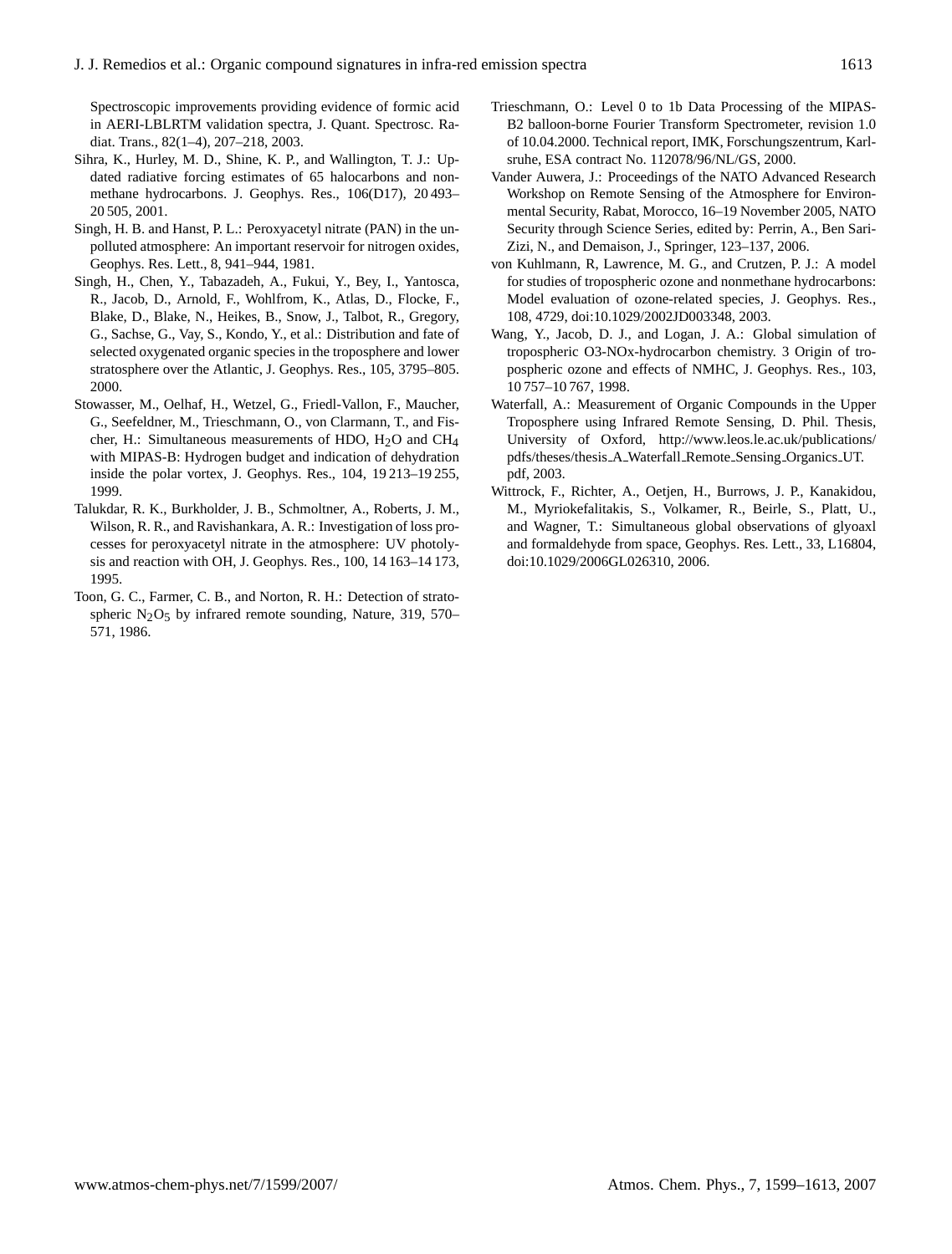Spectroscopic improvements providing evidence of formic acid in AERI-LBLRTM validation spectra, J. Quant. Spectrosc. Radiat. Trans., 82(1–4), 207–218, 2003.

Sihra, K., Hurley, M. D., Shine, K. P., and Wallington, T. J.: Updated radiative forcing estimates of 65 halocarbons and nonmethane hydrocarbons. J. Geophys. Res., 106(D17), 20 493–20 505, 2001.

Singh, H. B. and Hanst, P. L.: Peroxyacetyl nitrate (PAN) in the unpolluted atmosphere: An important reservoir for nitrogen oxides, Geophys. Res. Lett., 8, 941–944, 1981.

Singh, H., Chen, Y., Tabazadeh, A., Fukui, Y., Bey, I., Yantosca, R., Jacob, D., Arnold, F., Wohlfrom, K., Atlas, D., Flocke, F., Blake, D., Blake, N., Heikes, B., Snow, J., Talbot, R., Gregory, G., Sachse, G., Vay, S., Kondo, Y., et al.: Distribution and fate of selected oxygenated organic species in the troposphere and lower stratosphere over the Atlantic, J. Geophys. Res., 105, 3795–805. 2000.

Stowasser, M., Oelhaf, H., Wetzel, G., Friedl-Vallon, F., Maucher, G., Seefeldner, M., Trieschmann, O., von Clarmann, T., and Fischer, H.: Simultaneous measurements of HDO, $H_2O$ and $CH_4$ with MIPAS-B: Hydrogen budget and indication of dehydration inside the polar vortex, J. Geophys. Res., 104, 19 213–19 255, 1999.

Talukdar, R. K., Burkholder, J. B., Schmoltner, A., Roberts, J. M., Wilson, R. R., and Ravishankara, A. R.: Investigation of loss processes for peroxyacetyl nitrate in the atmosphere: UV photolysis and reaction with OH, J. Geophys. Res., 100, 14 163–14 173, 1995.

Toon, G. C., Farmer, C. B., and Norton, R. H.: Detection of stratospheric $N_2O_5$ by infrared remote sounding, Nature, 319, 570–571, 1986.

Trieschmann, O.: Level 0 to 1b Data Processing of the MIPAS-B2 balloon-borne Fourier Transform Spectrometer, revision 1.0 of 10.04.2000. Technical report, IMK, Forschungszentrum, Karlsruhe, ESA contract No. 112078/96/NL/GS, 2000.

Vander Auwera, J.: Proceedings of the NATO Advanced Research Workshop on Remote Sensing of the Atmosphere for Environmental Security, Rabat, Morocco, 16–19 November 2005, NATO Security through Science Series, edited by: Perrin, A., Ben Sari-Zizi, N., and Demaison, J., Springer, 123–137, 2006.

von Kuhlmann, R, Lawrence, M. G., and Crutzen, P. J.: A model for studies of tropospheric ozone and nonmethane hydrocarbons: Model evaluation of ozone-related species, J. Geophys. Res., 108, 4729, doi:10.1029/2002JD003348, 2003.

Wang, Y., Jacob, D. J., and Logan, J. A.: Global simulation of tropospheric O3-NOx-hydrocarbon chemistry. 3 Origin of tropospheric ozone and effects of NMHC, J. Geophys. Res., 103, 10 757–10 767, 1998.

Waterfall, A.: Measurement of Organic Compounds in the Upper Troposphere using Infrared Remote Sensing, D. Phil. Thesis, University of Oxford, http://www.leos.le.ac.uk/publications/pdfs/theses/thesis_A_Waterfall_Remote_Sensing_Organics_UT.pdf, 2003.

Wittrock, F., Richter, A., Oetjen, H., Burrows, J. P., Kanakidou, M., Myriokefalitakis, S., Volkamer, R., Beirle, S., Platt, U., and Wagner, T.: Simultaneous global observations of glyoaxl and formaldehyde from space, Geophys. Res. Lett., 33, L16804, doi:10.1029/2006GL026310, 2006.